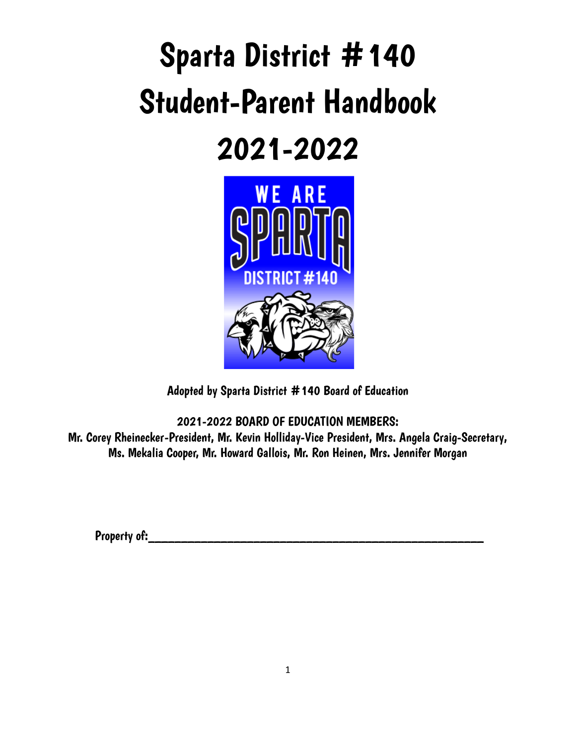# Sparta District #140
# Student-Parent Handbook
# 2021-2022

Adopted by Sparta District #140 Board of Education

**2021-2022 BOARD OF EDUCATION MEMBERS:**
Mr. Corey Rheinecker-President, Mr. Kevin Holliday-Vice President, Mrs. Angela Craig-Secretary, Ms. Mekalia Cooper, Mr. Howard Gallois, Mr. Ron Heinen, Mrs. Jennifer Morgan

Property of:\_\_\_\_\_\_\_\_\_\_\_\_\_\_\_\_\_\_\_\_\_\_\_\_\_\_\_\_\_\_\_\_\_\_\_\_\_\_\_\_\_\_\_\_\_\_\_\_\_\_\_\_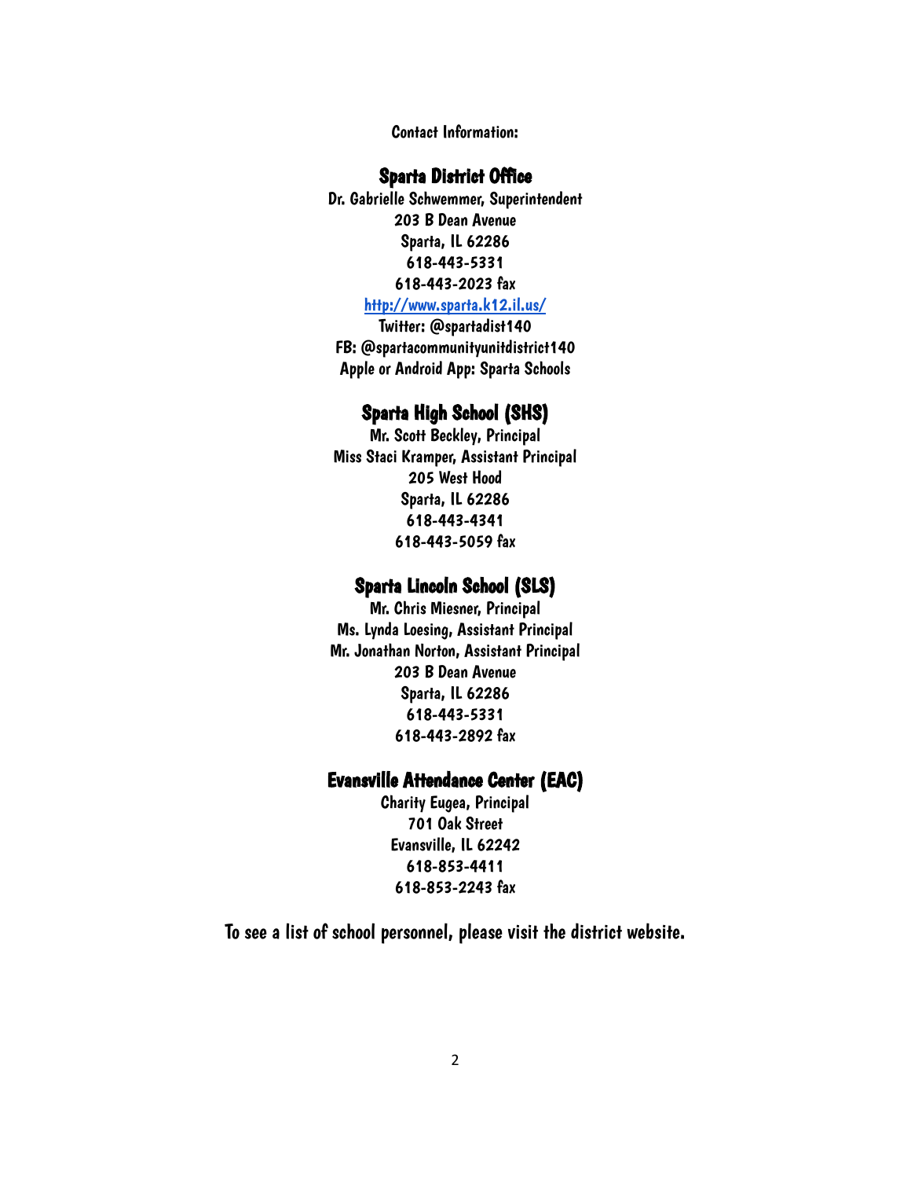Contact Information:

## Sparta District Office

Dr. Gabrielle Schwemmer, Superintendent
203 B Dean Avenue
Sparta, IL 62286
618-443-5331
618-443-2023 fax
http://www.sparta.k12.il.us/
Twitter: @spartadist140
FB: @spartacommunityunitdistrict140
Apple or Android App: Sparta Schools

## Sparta High School (SHS)

Mr. Scott Beckley, Principal
Miss Staci Kramper, Assistant Principal
205 West Hood
Sparta, IL 62286
618-443-4341
618-443-5059 fax

## Sparta Lincoln School (SLS)

Mr. Chris Miesner, Principal
Ms. Lynda Loesing, Assistant Principal
Mr. Jonathan Norton, Assistant Principal
203 B Dean Avenue
Sparta, IL 62286
618-443-5331
618-443-2892 fax

## Evansville Attendance Center (EAC)

Charity Eugea, Principal
701 Oak Street
Evansville, IL 62242
618-853-4411
618-853-2243 fax

To see a list of school personnel, please visit the district website.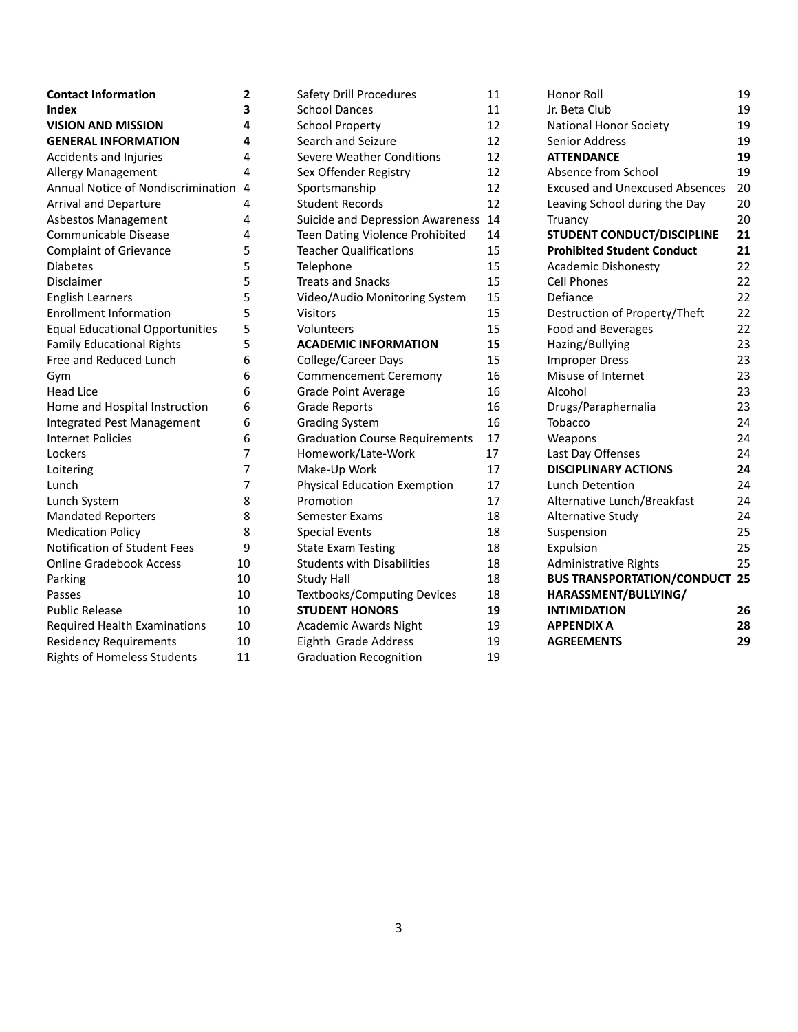| | |
|---|---|
| **Contact Information** | **2** |
| **Index** | **3** |
| **VISION AND MISSION** | **4** |
| **GENERAL INFORMATION** | **4** |
| Accidents and Injuries | 4 |
| Allergy Management | 4 |
| Annual Notice of Nondiscrimination | 4 |
| Arrival and Departure | 4 |
| Asbestos Management | 4 |
| Communicable Disease | 4 |
| Complaint of Grievance | 5 |
| Diabetes | 5 |
| Disclaimer | 5 |
| English Learners | 5 |
| Enrollment Information | 5 |
| Equal Educational Opportunities | 5 |
| Family Educational Rights | 5 |
| Free and Reduced Lunch | 6 |
| Gym | 6 |
| Head Lice | 6 |
| Home and Hospital Instruction | 6 |
| Integrated Pest Management | 6 |
| Internet Policies | 6 |
| Lockers | 7 |
| Loitering | 7 |
| Lunch | 7 |
| Lunch System | 8 |
| Mandated Reporters | 8 |
| Medication Policy | 8 |
| Notification of Student Fees | 9 |
| Online Gradebook Access | 10 |
| Parking | 10 |
| Passes | 10 |
| Public Release | 10 |
| Required Health Examinations | 10 |
| Residency Requirements | 10 |
| Rights of Homeless Students | 11 |
| Safety Drill Procedures | 11 |
| School Dances | 11 |
| School Property | 12 |
| Search and Seizure | 12 |
| Severe Weather Conditions | 12 |
| Sex Offender Registry | 12 |
| Sportsmanship | 12 |
| Student Records | 12 |
| Suicide and Depression Awareness | 14 |
| Teen Dating Violence Prohibited | 14 |
| Teacher Qualifications | 15 |
| Telephone | 15 |
| Treats and Snacks | 15 |
| Video/Audio Monitoring System | 15 |
| Visitors | 15 |
| Volunteers | 15 |
| **ACADEMIC INFORMATION** | **15** |
| College/Career Days | 15 |
| Commencement Ceremony | 16 |
| Grade Point Average | 16 |
| Grade Reports | 16 |
| Grading System | 16 |
| Graduation Course Requirements | 17 |
| Homework/Late-Work | 17 |
| Make-Up Work | 17 |
| Physical Education Exemption | 17 |
| Promotion | 17 |
| Semester Exams | 18 |
| Special Events | 18 |
| State Exam Testing | 18 |
| Students with Disabilities | 18 |
| Study Hall | 18 |
| Textbooks/Computing Devices | 18 |
| **STUDENT HONORS** | **19** |
| Academic Awards Night | 19 |
| Eighth Grade Address | 19 |
| Graduation Recognition | 19 |
| Honor Roll | 19 |
| Jr. Beta Club | 19 |
| National Honor Society | 19 |
| Senior Address | 19 |
| **ATTENDANCE** | **19** |
| Absence from School | 19 |
| Excused and Unexcused Absences | 20 |
| Leaving School during the Day | 20 |
| Truancy | 20 |
| **STUDENT CONDUCT/DISCIPLINE** | **21** |
| **Prohibited Student Conduct** | **21** |
| Academic Dishonesty | 22 |
| Cell Phones | 22 |
| Defiance | 22 |
| Destruction of Property/Theft | 22 |
| Food and Beverages | 22 |
| Hazing/Bullying | 23 |
| Improper Dress | 23 |
| Misuse of Internet | 23 |
| Alcohol | 23 |
| Drugs/Paraphernalia | 23 |
| Tobacco | 24 |
| Weapons | 24 |
| Last Day Offenses | 24 |
| **DISCIPLINARY ACTIONS** | **24** |
| Lunch Detention | 24 |
| Alternative Lunch/Breakfast | 24 |
| Alternative Study | 24 |
| Suspension | 25 |
| Expulsion | 25 |
| Administrative Rights | 25 |
| **BUS TRANSPORTATION/CONDUCT** | **25** |
| **HARASSMENT/BULLYING/ INTIMIDATION** | **26** |
| **APPENDIX A** | **28** |
| **AGREEMENTS** | **29** |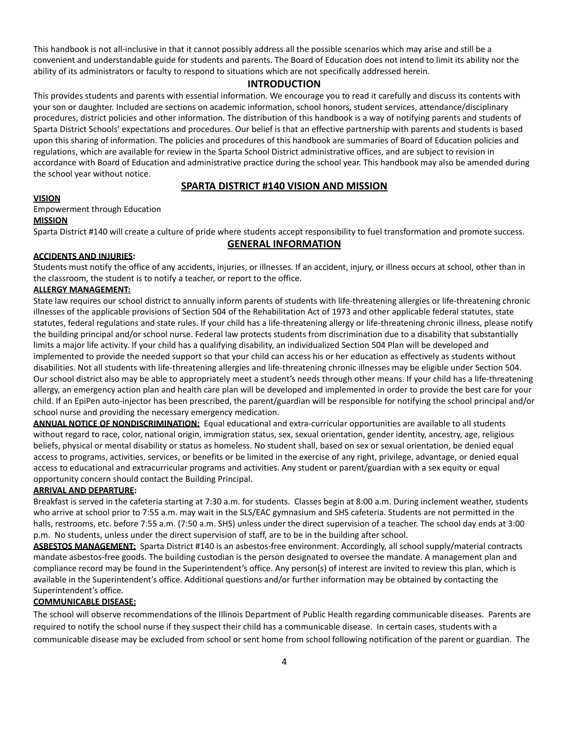This handbook is not all-inclusive in that it cannot possibly address all the possible scenarios which may arise and still be a convenient and understandable guide for students and parents. The Board of Education does not intend to limit its ability nor the ability of its administrators or faculty to respond to situations which are not specifically addressed herein.

## INTRODUCTION

This provides students and parents with essential information. We encourage you to read it carefully and discuss its contents with your son or daughter. Included are sections on academic information, school honors, student services, attendance/disciplinary procedures, district policies and other information. The distribution of this handbook is a way of notifying parents and students of Sparta District Schools' expectations and procedures. Our belief is that an effective partnership with parents and students is based upon this sharing of information. The policies and procedures of this handbook are summaries of Board of Education policies and regulations, which are available for review in the Sparta School District administrative offices, and are subject to revision in accordance with Board of Education and administrative practice during the school year. This handbook may also be amended during the school year without notice.

## SPARTA DISTRICT #140 VISION AND MISSION

**VISION**

Empowerment through Education

**MISSION**

Sparta District #140 will create a culture of pride where students accept responsibility to fuel transformation and promote success.

## GENERAL INFORMATION

**ACCIDENTS AND INJURIES:**

Students must notify the office of any accidents, injuries, or illnesses. If an accident, injury, or illness occurs at school, other than in the classroom, the student is to notify a teacher, or report to the office.

**ALLERGY MANAGEMENT:**

State law requires our school district to annually inform parents of students with life-threatening allergies or life-threatening chronic illnesses of the applicable provisions of Section 504 of the Rehabilitation Act of 1973 and other applicable federal statutes, state statutes, federal regulations and state rules. If your child has a life-threatening allergy or life-threatening chronic illness, please notify the building principal and/or school nurse. Federal law protects students from discrimination due to a disability that substantially limits a major life activity. If your child has a qualifying disability, an individualized Section 504 Plan will be developed and implemented to provide the needed support so that your child can access his or her education as effectively as students without disabilities. Not all students with life-threatening allergies and life-threatening chronic illnesses may be eligible under Section 504. Our school district also may be able to appropriately meet a student's needs through other means. If your child has a life-threatening allergy, an emergency action plan and health care plan will be developed and implemented in order to provide the best care for your child. If an EpiPen auto-injector has been prescribed, the parent/guardian will be responsible for notifying the school principal and/or school nurse and providing the necessary emergency medication.

**ANNUAL NOTICE OF NONDISCRIMINATION:** Equal educational and extra-curricular opportunities are available to all students without regard to race, color, national origin, immigration status, sex, sexual orientation, gender identity, ancestry, age, religious beliefs, physical or mental disability or status as homeless. No student shall, based on sex or sexual orientation, be denied equal access to programs, activities, services, or benefits or be limited in the exercise of any right, privilege, advantage, or denied equal access to educational and extracurricular programs and activities. Any student or parent/guardian with a sex equity or equal opportunity concern should contact the Building Principal.

**ARRIVAL AND DEPARTURE:**

Breakfast is served in the cafeteria starting at 7:30 a.m. for students. Classes begin at 8:00 a.m. During inclement weather, students who arrive at school prior to 7:55 a.m. may wait in the SLS/EAC gymnasium and SHS cafeteria. Students are not permitted in the halls, restrooms, etc. before 7:55 a.m. (7:50 a.m. SHS) unless under the direct supervision of a teacher. The school day ends at 3:00 p.m. No students, unless under the direct supervision of staff, are to be in the building after school.

**ASBESTOS MANAGEMENT:** Sparta District #140 is an asbestos-free environment. Accordingly, all school supply/material contracts mandate asbestos-free goods. The building custodian is the person designated to oversee the mandate. A management plan and compliance record may be found in the Superintendent's office. Any person(s) of interest are invited to review this plan, which is available in the Superintendent's office. Additional questions and/or further information may be obtained by contacting the Superintendent's office.

**COMMUNICABLE DISEASE:**

The school will observe recommendations of the Illinois Department of Public Health regarding communicable diseases. Parents are required to notify the school nurse if they suspect their child has a communicable disease. In certain cases, students with a communicable disease may be excluded from school or sent home from school following notification of the parent or guardian. The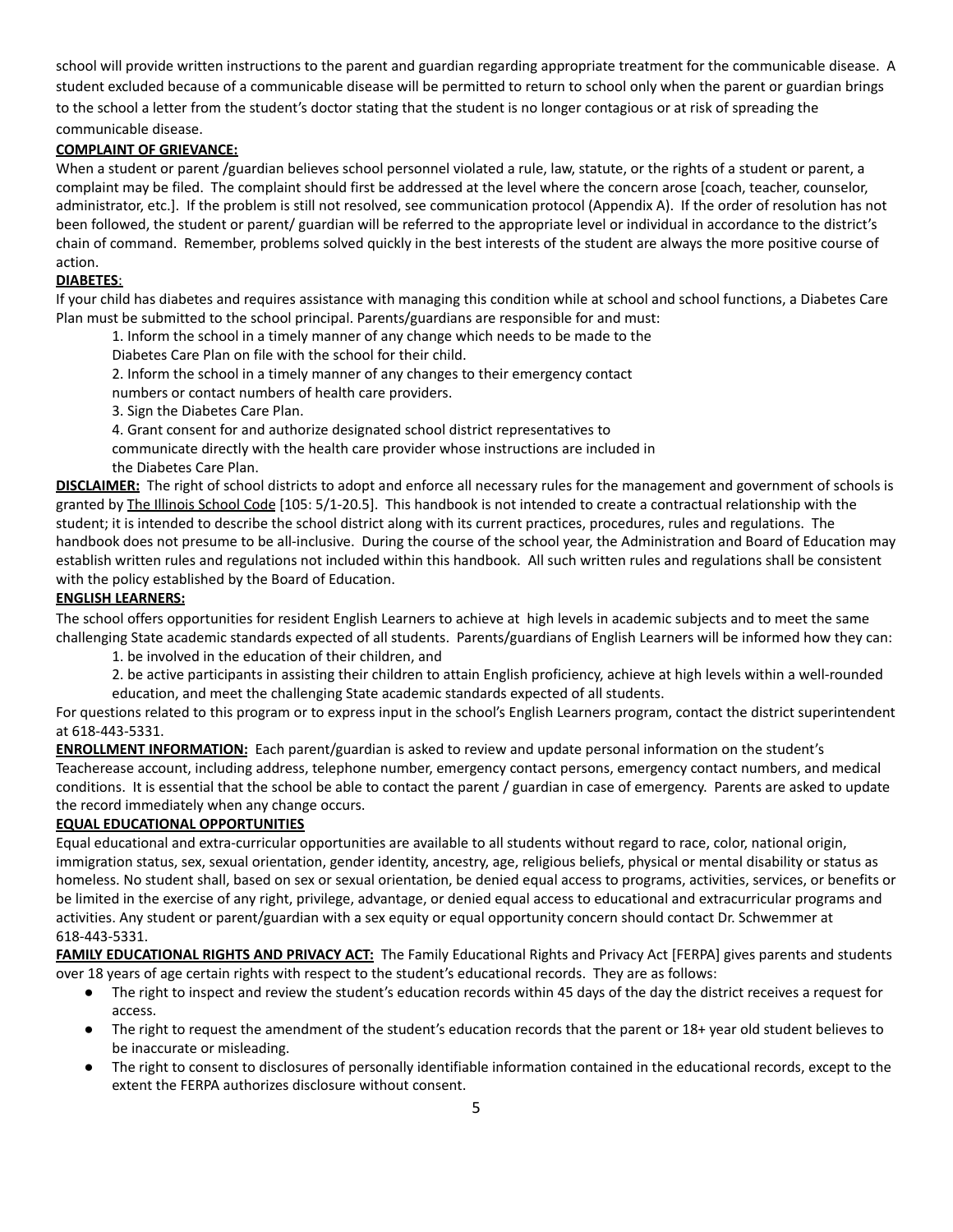school will provide written instructions to the parent and guardian regarding appropriate treatment for the communicable disease. A student excluded because of a communicable disease will be permitted to return to school only when the parent or guardian brings to the school a letter from the student's doctor stating that the student is no longer contagious or at risk of spreading the communicable disease.

**COMPLAINT OF GRIEVANCE:**

When a student or parent /guardian believes school personnel violated a rule, law, statute, or the rights of a student or parent, a complaint may be filed. The complaint should first be addressed at the level where the concern arose [coach, teacher, counselor, administrator, etc.]. If the problem is still not resolved, see communication protocol (Appendix A). If the order of resolution has not been followed, the student or parent/ guardian will be referred to the appropriate level or individual in accordance to the district's chain of command. Remember, problems solved quickly in the best interests of the student are always the more positive course of action.

**DIABETES**:

If your child has diabetes and requires assistance with managing this condition while at school and school functions, a Diabetes Care Plan must be submitted to the school principal. Parents/guardians are responsible for and must:

1. Inform the school in a timely manner of any change which needs to be made to the Diabetes Care Plan on file with the school for their child.
2. Inform the school in a timely manner of any changes to their emergency contact numbers or contact numbers of health care providers.
3. Sign the Diabetes Care Plan.
4. Grant consent for and authorize designated school district representatives to communicate directly with the health care provider whose instructions are included in the Diabetes Care Plan.

**DISCLAIMER:** The right of school districts to adopt and enforce all necessary rules for the management and government of schools is granted by The Illinois School Code [105: 5/1-20.5]. This handbook is not intended to create a contractual relationship with the student; it is intended to describe the school district along with its current practices, procedures, rules and regulations. The handbook does not presume to be all-inclusive. During the course of the school year, the Administration and Board of Education may establish written rules and regulations not included within this handbook. All such written rules and regulations shall be consistent with the policy established by the Board of Education.

**ENGLISH LEARNERS:**

The school offers opportunities for resident English Learners to achieve at high levels in academic subjects and to meet the same challenging State academic standards expected of all students. Parents/guardians of English Learners will be informed how they can:

1. be involved in the education of their children, and
2. be active participants in assisting their children to attain English proficiency, achieve at high levels within a well-rounded education, and meet the challenging State academic standards expected of all students.

For questions related to this program or to express input in the school's English Learners program, contact the district superintendent at 618-443-5331.

**ENROLLMENT INFORMATION:** Each parent/guardian is asked to review and update personal information on the student's Teacherease account, including address, telephone number, emergency contact persons, emergency contact numbers, and medical conditions. It is essential that the school be able to contact the parent / guardian in case of emergency. Parents are asked to update the record immediately when any change occurs.

**EQUAL EDUCATIONAL OPPORTUNITIES**

Equal educational and extra-curricular opportunities are available to all students without regard to race, color, national origin, immigration status, sex, sexual orientation, gender identity, ancestry, age, religious beliefs, physical or mental disability or status as homeless. No student shall, based on sex or sexual orientation, be denied equal access to programs, activities, services, or benefits or be limited in the exercise of any right, privilege, advantage, or denied equal access to educational and extracurricular programs and activities. Any student or parent/guardian with a sex equity or equal opportunity concern should contact Dr. Schwemmer at 618-443-5331.

**FAMILY EDUCATIONAL RIGHTS AND PRIVACY ACT:** The Family Educational Rights and Privacy Act [FERPA] gives parents and students over 18 years of age certain rights with respect to the student's educational records. They are as follows:

- The right to inspect and review the student's education records within 45 days of the day the district receives a request for access.
- The right to request the amendment of the student's education records that the parent or 18+ year old student believes to be inaccurate or misleading.
- The right to consent to disclosures of personally identifiable information contained in the educational records, except to the extent the FERPA authorizes disclosure without consent.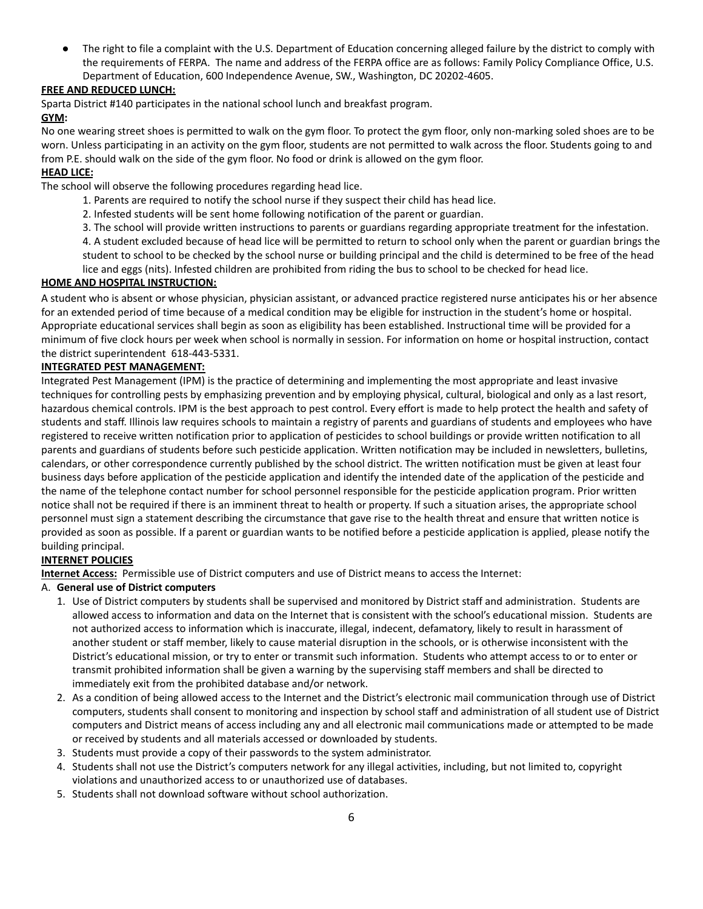- The right to file a complaint with the U.S. Department of Education concerning alleged failure by the district to comply with the requirements of FERPA. The name and address of the FERPA office are as follows: Family Policy Compliance Office, U.S. Department of Education, 600 Independence Avenue, SW., Washington, DC 20202-4605.

**FREE AND REDUCED LUNCH:**

Sparta District #140 participates in the national school lunch and breakfast program.

**GYM:**

No one wearing street shoes is permitted to walk on the gym floor. To protect the gym floor, only non-marking soled shoes are to be worn. Unless participating in an activity on the gym floor, students are not permitted to walk across the floor. Students going to and from P.E. should walk on the side of the gym floor. No food or drink is allowed on the gym floor.

**HEAD LICE:**

The school will observe the following procedures regarding head lice.

1. Parents are required to notify the school nurse if they suspect their child has head lice.
2. Infested students will be sent home following notification of the parent or guardian.
3. The school will provide written instructions to parents or guardians regarding appropriate treatment for the infestation.
4. A student excluded because of head lice will be permitted to return to school only when the parent or guardian brings the student to school to be checked by the school nurse or building principal and the child is determined to be free of the head lice and eggs (nits). Infested children are prohibited from riding the bus to school to be checked for head lice.

**HOME AND HOSPITAL INSTRUCTION:**

A student who is absent or whose physician, physician assistant, or advanced practice registered nurse anticipates his or her absence for an extended period of time because of a medical condition may be eligible for instruction in the student's home or hospital. Appropriate educational services shall begin as soon as eligibility has been established. Instructional time will be provided for a minimum of five clock hours per week when school is normally in session. For information on home or hospital instruction, contact the district superintendent 618-443-5331.

**INTEGRATED PEST MANAGEMENT:**

Integrated Pest Management (IPM) is the practice of determining and implementing the most appropriate and least invasive techniques for controlling pests by emphasizing prevention and by employing physical, cultural, biological and only as a last resort, hazardous chemical controls. IPM is the best approach to pest control. Every effort is made to help protect the health and safety of students and staff. Illinois law requires schools to maintain a registry of parents and guardians of students and employees who have registered to receive written notification prior to application of pesticides to school buildings or provide written notification to all parents and guardians of students before such pesticide application. Written notification may be included in newsletters, bulletins, calendars, or other correspondence currently published by the school district. The written notification must be given at least four business days before application of the pesticide application and identify the intended date of the application of the pesticide and the name of the telephone contact number for school personnel responsible for the pesticide application program. Prior written notice shall not be required if there is an imminent threat to health or property. If such a situation arises, the appropriate school personnel must sign a statement describing the circumstance that gave rise to the health threat and ensure that written notice is provided as soon as possible. If a parent or guardian wants to be notified before a pesticide application is applied, please notify the building principal.

**INTERNET POLICIES**

**Internet Access:** Permissible use of District computers and use of District means to access the Internet:

A. **General use of District computers**

1. Use of District computers by students shall be supervised and monitored by District staff and administration. Students are allowed access to information and data on the Internet that is consistent with the school's educational mission. Students are not authorized access to information which is inaccurate, illegal, indecent, defamatory, likely to result in harassment of another student or staff member, likely to cause material disruption in the schools, or is otherwise inconsistent with the District's educational mission, or try to enter or transmit such information. Students who attempt access to or to enter or transmit prohibited information shall be given a warning by the supervising staff members and shall be directed to immediately exit from the prohibited database and/or network.
2. As a condition of being allowed access to the Internet and the District's electronic mail communication through use of District computers, students shall consent to monitoring and inspection by school staff and administration of all student use of District computers and District means of access including any and all electronic mail communications made or attempted to be made or received by students and all materials accessed or downloaded by students.
3. Students must provide a copy of their passwords to the system administrator.
4. Students shall not use the District's computers network for any illegal activities, including, but not limited to, copyright violations and unauthorized access to or unauthorized use of databases.
5. Students shall not download software without school authorization.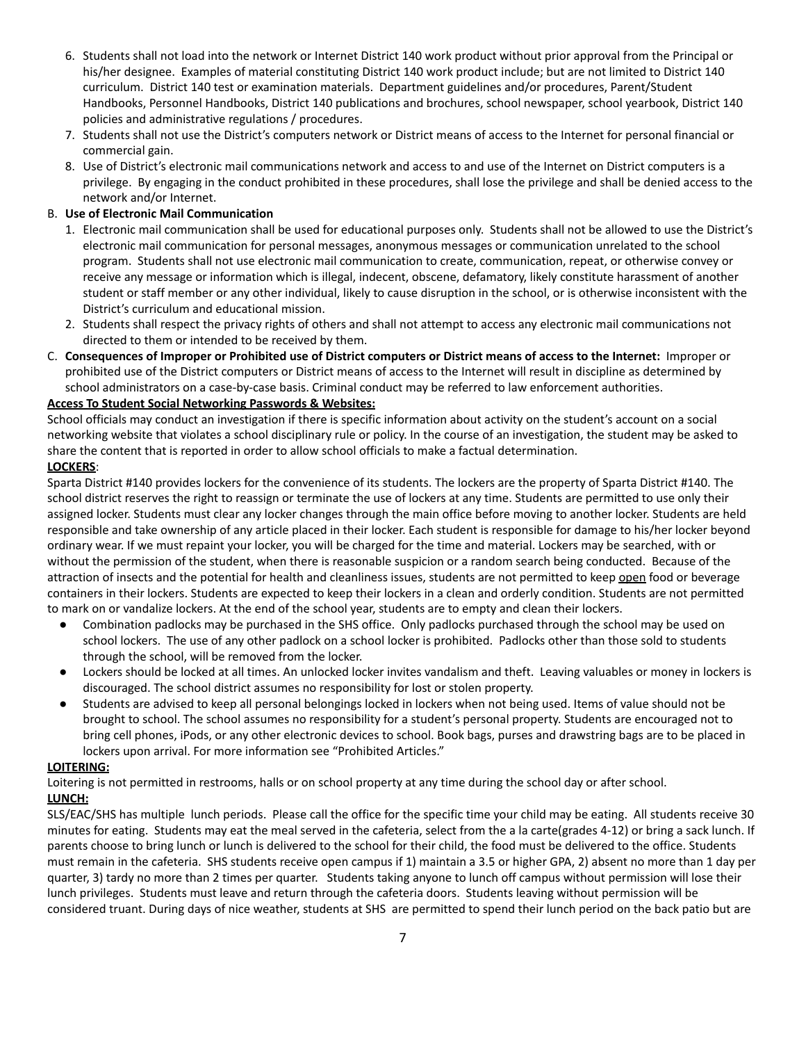6. Students shall not load into the network or Internet District 140 work product without prior approval from the Principal or his/her designee. Examples of material constituting District 140 work product include; but are not limited to District 140 curriculum. District 140 test or examination materials. Department guidelines and/or procedures, Parent/Student Handbooks, Personnel Handbooks, District 140 publications and brochures, school newspaper, school yearbook, District 140 policies and administrative regulations / procedures.
7. Students shall not use the District's computers network or District means of access to the Internet for personal financial or commercial gain.
8. Use of District's electronic mail communications network and access to and use of the Internet on District computers is a privilege. By engaging in the conduct prohibited in these procedures, shall lose the privilege and shall be denied access to the network and/or Internet.

B. **Use of Electronic Mail Communication**

1. Electronic mail communication shall be used for educational purposes only. Students shall not be allowed to use the District's electronic mail communication for personal messages, anonymous messages or communication unrelated to the school program. Students shall not use electronic mail communication to create, communication, repeat, or otherwise convey or receive any message or information which is illegal, indecent, obscene, defamatory, likely constitute harassment of another student or staff member or any other individual, likely to cause disruption in the school, or is otherwise inconsistent with the District's curriculum and educational mission.
2. Students shall respect the privacy rights of others and shall not attempt to access any electronic mail communications not directed to them or intended to be received by them.

C. **Consequences of Improper or Prohibited use of District computers or District means of access to the Internet:** Improper or prohibited use of the District computers or District means of access to the Internet will result in discipline as determined by school administrators on a case-by-case basis. Criminal conduct may be referred to law enforcement authorities.

**Access To Student Social Networking Passwords & Websites:**

School officials may conduct an investigation if there is specific information about activity on the student's account on a social networking website that violates a school disciplinary rule or policy. In the course of an investigation, the student may be asked to share the content that is reported in order to allow school officials to make a factual determination.

**LOCKERS**:

Sparta District #140 provides lockers for the convenience of its students. The lockers are the property of Sparta District #140. The school district reserves the right to reassign or terminate the use of lockers at any time. Students are permitted to use only their assigned locker. Students must clear any locker changes through the main office before moving to another locker. Students are held responsible and take ownership of any article placed in their locker. Each student is responsible for damage to his/her locker beyond ordinary wear. If we must repaint your locker, you will be charged for the time and material. Lockers may be searched, with or without the permission of the student, when there is reasonable suspicion or a random search being conducted. Because of the attraction of insects and the potential for health and cleanliness issues, students are not permitted to keep open food or beverage containers in their lockers. Students are expected to keep their lockers in a clean and orderly condition. Students are not permitted to mark on or vandalize lockers. At the end of the school year, students are to empty and clean their lockers.

- Combination padlocks may be purchased in the SHS office. Only padlocks purchased through the school may be used on school lockers. The use of any other padlock on a school locker is prohibited. Padlocks other than those sold to students through the school, will be removed from the locker.
- Lockers should be locked at all times. An unlocked locker invites vandalism and theft. Leaving valuables or money in lockers is discouraged. The school district assumes no responsibility for lost or stolen property.
- Students are advised to keep all personal belongings locked in lockers when not being used. Items of value should not be brought to school. The school assumes no responsibility for a student's personal property. Students are encouraged not to bring cell phones, iPods, or any other electronic devices to school. Book bags, purses and drawstring bags are to be placed in lockers upon arrival. For more information see "Prohibited Articles."

**LOITERING:**

Loitering is not permitted in restrooms, halls or on school property at any time during the school day or after school.

**LUNCH:**

SLS/EAC/SHS has multiple lunch periods. Please call the office for the specific time your child may be eating. All students receive 30 minutes for eating. Students may eat the meal served in the cafeteria, select from the a la carte(grades 4-12) or bring a sack lunch. If parents choose to bring lunch or lunch is delivered to the school for their child, the food must be delivered to the office. Students must remain in the cafeteria. SHS students receive open campus if 1) maintain a 3.5 or higher GPA, 2) absent no more than 1 day per quarter, 3) tardy no more than 2 times per quarter. Students taking anyone to lunch off campus without permission will lose their lunch privileges. Students must leave and return through the cafeteria doors. Students leaving without permission will be considered truant. During days of nice weather, students at SHS are permitted to spend their lunch period on the back patio but are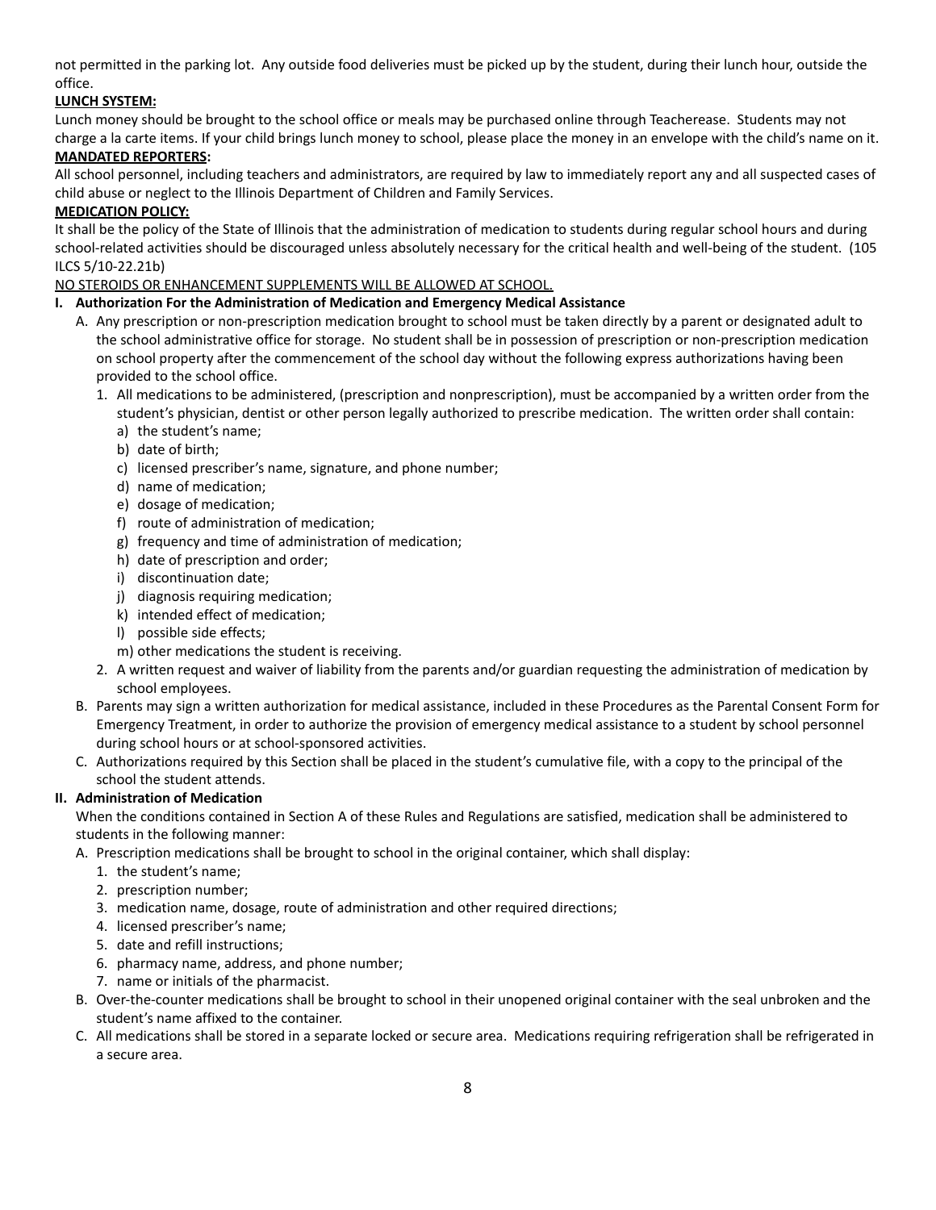not permitted in the parking lot. Any outside food deliveries must be picked up by the student, during their lunch hour, outside the office.

**LUNCH SYSTEM:**

Lunch money should be brought to the school office or meals may be purchased online through Teacherease. Students may not charge a la carte items. If your child brings lunch money to school, please place the money in an envelope with the child's name on it.

**MANDATED REPORTERS:**

All school personnel, including teachers and administrators, are required by law to immediately report any and all suspected cases of child abuse or neglect to the Illinois Department of Children and Family Services.

**MEDICATION POLICY:**

It shall be the policy of the State of Illinois that the administration of medication to students during regular school hours and during school-related activities should be discouraged unless absolutely necessary for the critical health and well-being of the student. (105 ILCS 5/10-22.21b)

<u>NO STEROIDS OR ENHANCEMENT SUPPLEMENTS WILL BE ALLOWED AT SCHOOL.</u>

**I. Authorization For the Administration of Medication and Emergency Medical Assistance**

A. Any prescription or non-prescription medication brought to school must be taken directly by a parent or designated adult to the school administrative office for storage. No student shall be in possession of prescription or non-prescription medication on school property after the commencement of the school day without the following express authorizations having been provided to the school office.

1. All medications to be administered, (prescription and nonprescription), must be accompanied by a written order from the student's physician, dentist or other person legally authorized to prescribe medication. The written order shall contain:
   a) the student's name;
   b) date of birth;
   c) licensed prescriber's name, signature, and phone number;
   d) name of medication;
   e) dosage of medication;
   f) route of administration of medication;
   g) frequency and time of administration of medication;
   h) date of prescription and order;
   i) discontinuation date;
   j) diagnosis requiring medication;
   k) intended effect of medication;
   l) possible side effects;
   m) other medications the student is receiving.
2. A written request and waiver of liability from the parents and/or guardian requesting the administration of medication by school employees.

B. Parents may sign a written authorization for medical assistance, included in these Procedures as the Parental Consent Form for Emergency Treatment, in order to authorize the provision of emergency medical assistance to a student by school personnel during school hours or at school-sponsored activities.

C. Authorizations required by this Section shall be placed in the student's cumulative file, with a copy to the principal of the school the student attends.

**II. Administration of Medication**

When the conditions contained in Section A of these Rules and Regulations are satisfied, medication shall be administered to students in the following manner:

A. Prescription medications shall be brought to school in the original container, which shall display:

1. the student's name;
2. prescription number;
3. medication name, dosage, route of administration and other required directions;
4. licensed prescriber's name;
5. date and refill instructions;
6. pharmacy name, address, and phone number;
7. name or initials of the pharmacist.

B. Over-the-counter medications shall be brought to school in their unopened original container with the seal unbroken and the student's name affixed to the container.

C. All medications shall be stored in a separate locked or secure area. Medications requiring refrigeration shall be refrigerated in a secure area.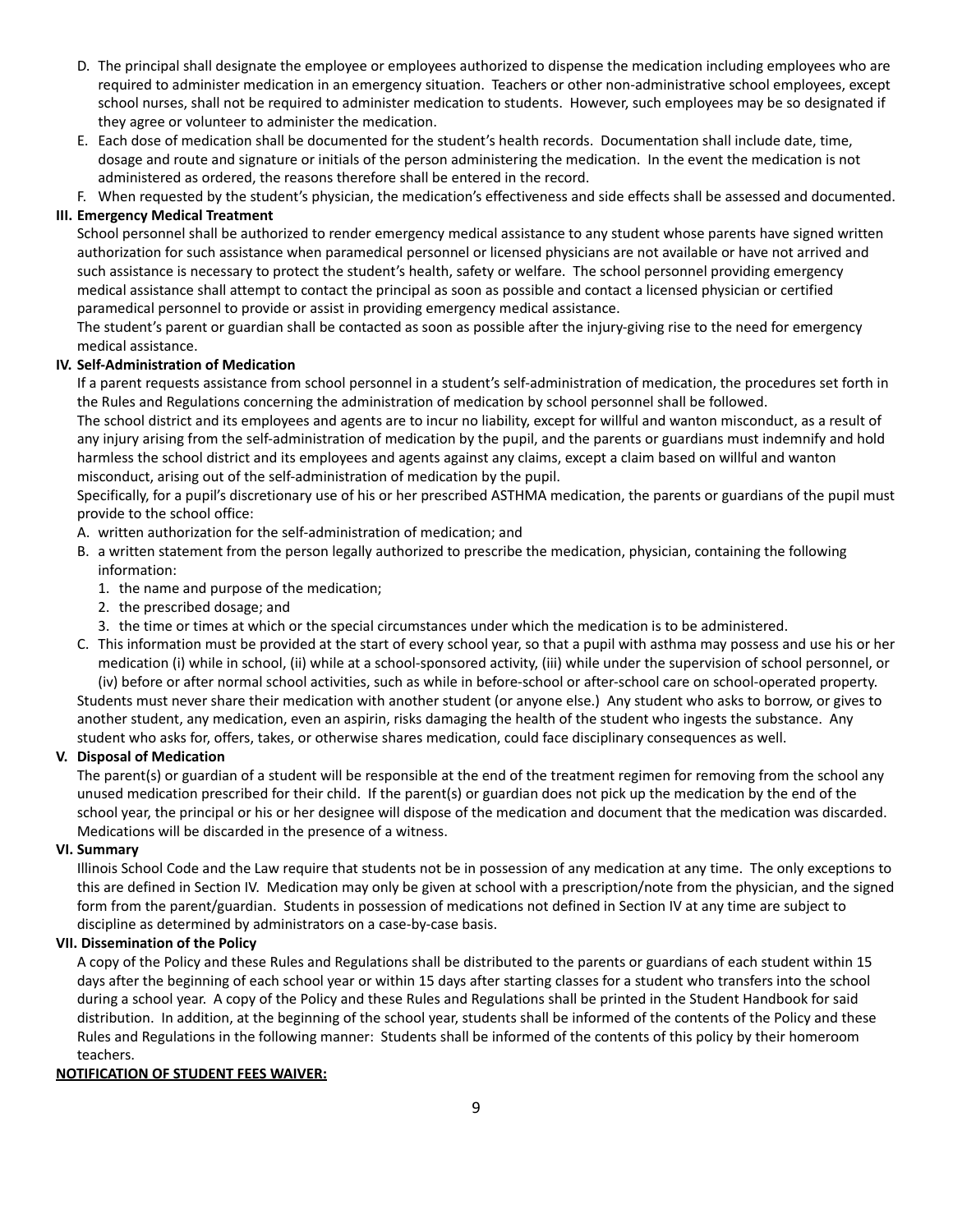D. The principal shall designate the employee or employees authorized to dispense the medication including employees who are required to administer medication in an emergency situation. Teachers or other non-administrative school employees, except school nurses, shall not be required to administer medication to students. However, such employees may be so designated if they agree or volunteer to administer the medication.

E. Each dose of medication shall be documented for the student's health records. Documentation shall include date, time, dosage and route and signature or initials of the person administering the medication. In the event the medication is not administered as ordered, the reasons therefore shall be entered in the record.

F. When requested by the student's physician, the medication's effectiveness and side effects shall be assessed and documented.

**III. Emergency Medical Treatment**

School personnel shall be authorized to render emergency medical assistance to any student whose parents have signed written authorization for such assistance when paramedical personnel or licensed physicians are not available or have not arrived and such assistance is necessary to protect the student's health, safety or welfare. The school personnel providing emergency medical assistance shall attempt to contact the principal as soon as possible and contact a licensed physician or certified paramedical personnel to provide or assist in providing emergency medical assistance.

The student's parent or guardian shall be contacted as soon as possible after the injury-giving rise to the need for emergency medical assistance.

**IV. Self-Administration of Medication**

If a parent requests assistance from school personnel in a student's self-administration of medication, the procedures set forth in the Rules and Regulations concerning the administration of medication by school personnel shall be followed.

The school district and its employees and agents are to incur no liability, except for willful and wanton misconduct, as a result of any injury arising from the self-administration of medication by the pupil, and the parents or guardians must indemnify and hold harmless the school district and its employees and agents against any claims, except a claim based on willful and wanton misconduct, arising out of the self-administration of medication by the pupil.

Specifically, for a pupil's discretionary use of his or her prescribed ASTHMA medication, the parents or guardians of the pupil must provide to the school office:

A. written authorization for the self-administration of medication; and
B. a written statement from the person legally authorized to prescribe the medication, physician, containing the following information:
   1. the name and purpose of the medication;
   2. the prescribed dosage; and
   3. the time or times at which or the special circumstances under which the medication is to be administered.
C. This information must be provided at the start of every school year, so that a pupil with asthma may possess and use his or her medication (i) while in school, (ii) while at a school-sponsored activity, (iii) while under the supervision of school personnel, or (iv) before or after normal school activities, such as while in before-school or after-school care on school-operated property.

Students must never share their medication with another student (or anyone else.) Any student who asks to borrow, or gives to another student, any medication, even an aspirin, risks damaging the health of the student who ingests the substance. Any student who asks for, offers, takes, or otherwise shares medication, could face disciplinary consequences as well.

**V. Disposal of Medication**

The parent(s) or guardian of a student will be responsible at the end of the treatment regimen for removing from the school any unused medication prescribed for their child. If the parent(s) or guardian does not pick up the medication by the end of the school year, the principal or his or her designee will dispose of the medication and document that the medication was discarded. Medications will be discarded in the presence of a witness.

**VI. Summary**

Illinois School Code and the Law require that students not be in possession of any medication at any time. The only exceptions to this are defined in Section IV. Medication may only be given at school with a prescription/note from the physician, and the signed form from the parent/guardian. Students in possession of medications not defined in Section IV at any time are subject to discipline as determined by administrators on a case-by-case basis.

**VII. Dissemination of the Policy**

A copy of the Policy and these Rules and Regulations shall be distributed to the parents or guardians of each student within 15 days after the beginning of each school year or within 15 days after starting classes for a student who transfers into the school during a school year. A copy of the Policy and these Rules and Regulations shall be printed in the Student Handbook for said distribution. In addition, at the beginning of the school year, students shall be informed of the contents of the Policy and these Rules and Regulations in the following manner: Students shall be informed of the contents of this policy by their homeroom teachers.

**NOTIFICATION OF STUDENT FEES WAIVER:**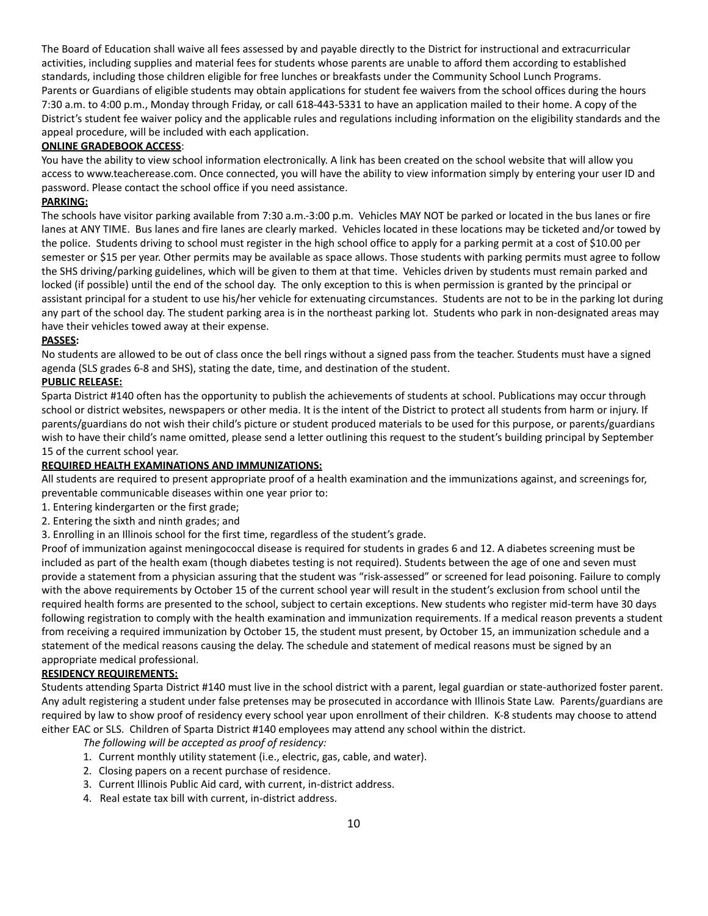The Board of Education shall waive all fees assessed by and payable directly to the District for instructional and extracurricular activities, including supplies and material fees for students whose parents are unable to afford them according to established standards, including those children eligible for free lunches or breakfasts under the Community School Lunch Programs. Parents or Guardians of eligible students may obtain applications for student fee waivers from the school offices during the hours 7:30 a.m. to 4:00 p.m., Monday through Friday, or call 618-443-5331 to have an application mailed to their home. A copy of the District's student fee waiver policy and the applicable rules and regulations including information on the eligibility standards and the appeal procedure, will be included with each application.

**ONLINE GRADEBOOK ACCESS**:

You have the ability to view school information electronically. A link has been created on the school website that will allow you access to www.teacherease.com. Once connected, you will have the ability to view information simply by entering your user ID and password. Please contact the school office if you need assistance.

**PARKING:**

The schools have visitor parking available from 7:30 a.m.-3:00 p.m. Vehicles MAY NOT be parked or located in the bus lanes or fire lanes at ANY TIME. Bus lanes and fire lanes are clearly marked. Vehicles located in these locations may be ticketed and/or towed by the police. Students driving to school must register in the high school office to apply for a parking permit at a cost of $10.00 per semester or $15 per year. Other permits may be available as space allows. Those students with parking permits must agree to follow the SHS driving/parking guidelines, which will be given to them at that time. Vehicles driven by students must remain parked and locked (if possible) until the end of the school day. The only exception to this is when permission is granted by the principal or assistant principal for a student to use his/her vehicle for extenuating circumstances. Students are not to be in the parking lot during any part of the school day. The student parking area is in the northeast parking lot. Students who park in non-designated areas may have their vehicles towed away at their expense.

**PASSES:**

No students are allowed to be out of class once the bell rings without a signed pass from the teacher. Students must have a signed agenda (SLS grades 6-8 and SHS), stating the date, time, and destination of the student.

**PUBLIC RELEASE:**

Sparta District #140 often has the opportunity to publish the achievements of students at school. Publications may occur through school or district websites, newspapers or other media. It is the intent of the District to protect all students from harm or injury. If parents/guardians do not wish their child's picture or student produced materials to be used for this purpose, or parents/guardians wish to have their child's name omitted, please send a letter outlining this request to the student's building principal by September 15 of the current school year.

**REQUIRED HEALTH EXAMINATIONS AND IMMUNIZATIONS:**

All students are required to present appropriate proof of a health examination and the immunizations against, and screenings for, preventable communicable diseases within one year prior to:

1. Entering kindergarten or the first grade;
2. Entering the sixth and ninth grades; and
3. Enrolling in an Illinois school for the first time, regardless of the student's grade.

Proof of immunization against meningococcal disease is required for students in grades 6 and 12. A diabetes screening must be included as part of the health exam (though diabetes testing is not required). Students between the age of one and seven must provide a statement from a physician assuring that the student was "risk-assessed" or screened for lead poisoning. Failure to comply with the above requirements by October 15 of the current school year will result in the student's exclusion from school until the required health forms are presented to the school, subject to certain exceptions. New students who register mid-term have 30 days following registration to comply with the health examination and immunization requirements. If a medical reason prevents a student from receiving a required immunization by October 15, the student must present, by October 15, an immunization schedule and a statement of the medical reasons causing the delay. The schedule and statement of medical reasons must be signed by an appropriate medical professional.

**RESIDENCY REQUIREMENTS:**

Students attending Sparta District #140 must live in the school district with a parent, legal guardian or state-authorized foster parent. Any adult registering a student under false pretenses may be prosecuted in accordance with Illinois State Law. Parents/guardians are required by law to show proof of residency every school year upon enrollment of their children. K-8 students may choose to attend either EAC or SLS. Children of Sparta District #140 employees may attend any school within the district.

*The following will be accepted as proof of residency:*

1. Current monthly utility statement (i.e., electric, gas, cable, and water).
2. Closing papers on a recent purchase of residence.
3. Current Illinois Public Aid card, with current, in-district address.
4. Real estate tax bill with current, in-district address.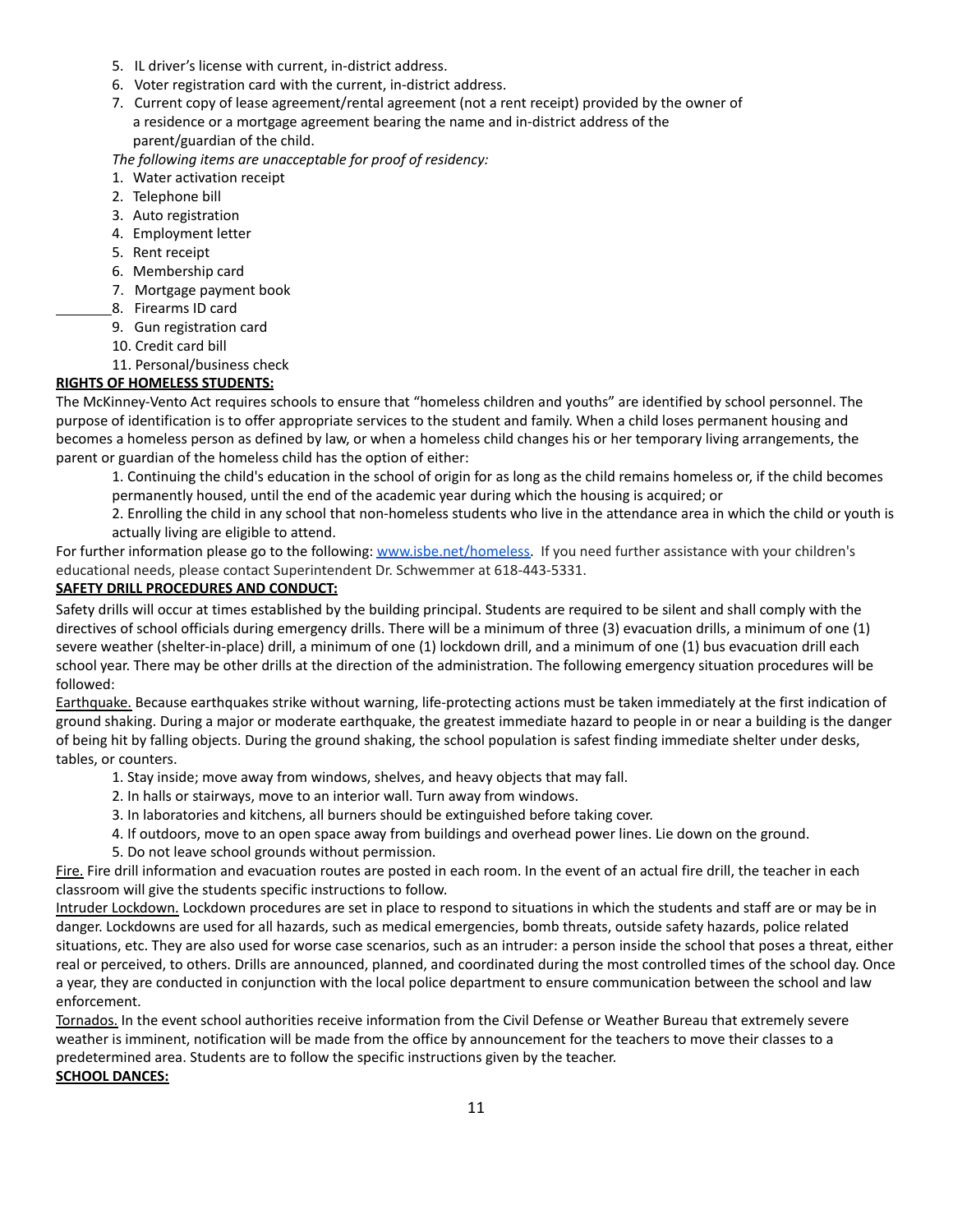5. IL driver's license with current, in-district address.
6. Voter registration card with the current, in-district address.
7. Current copy of lease agreement/rental agreement (not a rent receipt) provided by the owner of a residence or a mortgage agreement bearing the name and in-district address of the parent/guardian of the child.

*The following items are unacceptable for proof of residency:*

1. Water activation receipt
2. Telephone bill
3. Auto registration
4. Employment letter
5. Rent receipt
6. Membership card
7. Mortgage payment book
8. Firearms ID card
9. Gun registration card
10. Credit card bill
11. Personal/business check

**RIGHTS OF HOMELESS STUDENTS:**

The McKinney-Vento Act requires schools to ensure that "homeless children and youths" are identified by school personnel. The purpose of identification is to offer appropriate services to the student and family. When a child loses permanent housing and becomes a homeless person as defined by law, or when a homeless child changes his or her temporary living arrangements, the parent or guardian of the homeless child has the option of either:

1. Continuing the child's education in the school of origin for as long as the child remains homeless or, if the child becomes permanently housed, until the end of the academic year during which the housing is acquired; or
2. Enrolling the child in any school that non-homeless students who live in the attendance area in which the child or youth is actually living are eligible to attend.

For further information please go to the following: www.isbe.net/homeless. If you need further assistance with your children's educational needs, please contact Superintendent Dr. Schwemmer at 618-443-5331.

**SAFETY DRILL PROCEDURES AND CONDUCT:**

Safety drills will occur at times established by the building principal. Students are required to be silent and shall comply with the directives of school officials during emergency drills. There will be a minimum of three (3) evacuation drills, a minimum of one (1) severe weather (shelter-in-place) drill, a minimum of one (1) lockdown drill, and a minimum of one (1) bus evacuation drill each school year. There may be other drills at the direction of the administration. The following emergency situation procedures will be followed:

Earthquake. Because earthquakes strike without warning, life-protecting actions must be taken immediately at the first indication of ground shaking. During a major or moderate earthquake, the greatest immediate hazard to people in or near a building is the danger of being hit by falling objects. During the ground shaking, the school population is safest finding immediate shelter under desks, tables, or counters.

1. Stay inside; move away from windows, shelves, and heavy objects that may fall.
2. In halls or stairways, move to an interior wall. Turn away from windows.
3. In laboratories and kitchens, all burners should be extinguished before taking cover.
4. If outdoors, move to an open space away from buildings and overhead power lines. Lie down on the ground.
5. Do not leave school grounds without permission.

Fire. Fire drill information and evacuation routes are posted in each room. In the event of an actual fire drill, the teacher in each classroom will give the students specific instructions to follow.

Intruder Lockdown. Lockdown procedures are set in place to respond to situations in which the students and staff are or may be in danger. Lockdowns are used for all hazards, such as medical emergencies, bomb threats, outside safety hazards, police related situations, etc. They are also used for worse case scenarios, such as an intruder: a person inside the school that poses a threat, either real or perceived, to others. Drills are announced, planned, and coordinated during the most controlled times of the school day. Once a year, they are conducted in conjunction with the local police department to ensure communication between the school and law enforcement.

Tornados. In the event school authorities receive information from the Civil Defense or Weather Bureau that extremely severe weather is imminent, notification will be made from the office by announcement for the teachers to move their classes to a predetermined area. Students are to follow the specific instructions given by the teacher.

**SCHOOL DANCES:**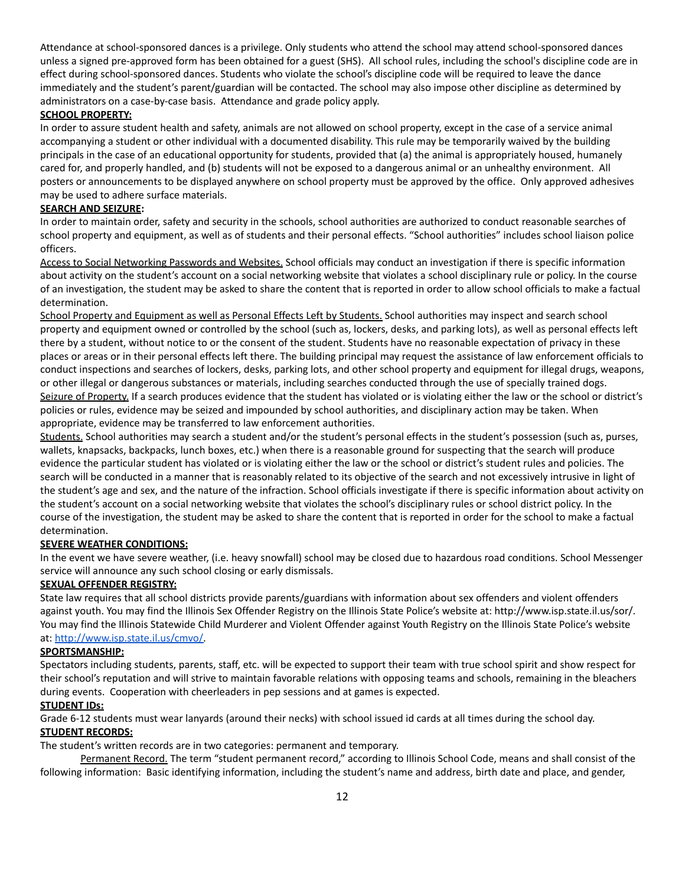Attendance at school-sponsored dances is a privilege. Only students who attend the school may attend school-sponsored dances unless a signed pre-approved form has been obtained for a guest (SHS). All school rules, including the school's discipline code are in effect during school-sponsored dances. Students who violate the school's discipline code will be required to leave the dance immediately and the student's parent/guardian will be contacted. The school may also impose other discipline as determined by administrators on a case-by-case basis. Attendance and grade policy apply.

**SCHOOL PROPERTY:**

In order to assure student health and safety, animals are not allowed on school property, except in the case of a service animal accompanying a student or other individual with a documented disability. This rule may be temporarily waived by the building principals in the case of an educational opportunity for students, provided that (a) the animal is appropriately housed, humanely cared for, and properly handled, and (b) students will not be exposed to a dangerous animal or an unhealthy environment. All posters or announcements to be displayed anywhere on school property must be approved by the office. Only approved adhesives may be used to adhere surface materials.

**SEARCH AND SEIZURE:**

In order to maintain order, safety and security in the schools, school authorities are authorized to conduct reasonable searches of school property and equipment, as well as of students and their personal effects. "School authorities" includes school liaison police officers.

Access to Social Networking Passwords and Websites. School officials may conduct an investigation if there is specific information about activity on the student's account on a social networking website that violates a school disciplinary rule or policy. In the course of an investigation, the student may be asked to share the content that is reported in order to allow school officials to make a factual determination.

School Property and Equipment as well as Personal Effects Left by Students. School authorities may inspect and search school property and equipment owned or controlled by the school (such as, lockers, desks, and parking lots), as well as personal effects left there by a student, without notice to or the consent of the student. Students have no reasonable expectation of privacy in these places or areas or in their personal effects left there. The building principal may request the assistance of law enforcement officials to conduct inspections and searches of lockers, desks, parking lots, and other school property and equipment for illegal drugs, weapons, or other illegal or dangerous substances or materials, including searches conducted through the use of specially trained dogs.

Seizure of Property. If a search produces evidence that the student has violated or is violating either the law or the school or district's policies or rules, evidence may be seized and impounded by school authorities, and disciplinary action may be taken. When appropriate, evidence may be transferred to law enforcement authorities.

Students. School authorities may search a student and/or the student's personal effects in the student's possession (such as, purses, wallets, knapsacks, backpacks, lunch boxes, etc.) when there is a reasonable ground for suspecting that the search will produce evidence the particular student has violated or is violating either the law or the school or district's student rules and policies. The search will be conducted in a manner that is reasonably related to its objective of the search and not excessively intrusive in light of the student's age and sex, and the nature of the infraction. School officials investigate if there is specific information about activity on the student's account on a social networking website that violates the school's disciplinary rules or school district policy. In the course of the investigation, the student may be asked to share the content that is reported in order for the school to make a factual determination.

**SEVERE WEATHER CONDITIONS:**

In the event we have severe weather, (i.e. heavy snowfall) school may be closed due to hazardous road conditions. School Messenger service will announce any such school closing or early dismissals.

**SEXUAL OFFENDER REGISTRY:**

State law requires that all school districts provide parents/guardians with information about sex offenders and violent offenders against youth. You may find the Illinois Sex Offender Registry on the Illinois State Police's website at: http://www.isp.state.il.us/sor/. You may find the Illinois Statewide Child Murderer and Violent Offender against Youth Registry on the Illinois State Police's website at: [http://www.isp.state.il.us/cmvo/](http://www.isp.state.il.us/cmvo/).

**SPORTSMANSHIP:**

Spectators including students, parents, staff, etc. will be expected to support their team with true school spirit and show respect for their school's reputation and will strive to maintain favorable relations with opposing teams and schools, remaining in the bleachers during events. Cooperation with cheerleaders in pep sessions and at games is expected.

**STUDENT IDs:**

Grade 6-12 students must wear lanyards (around their necks) with school issued id cards at all times during the school day.

**STUDENT RECORDS:**

The student's written records are in two categories: permanent and temporary.

Permanent Record. The term "student permanent record," according to Illinois School Code, means and shall consist of the following information: Basic identifying information, including the student's name and address, birth date and place, and gender,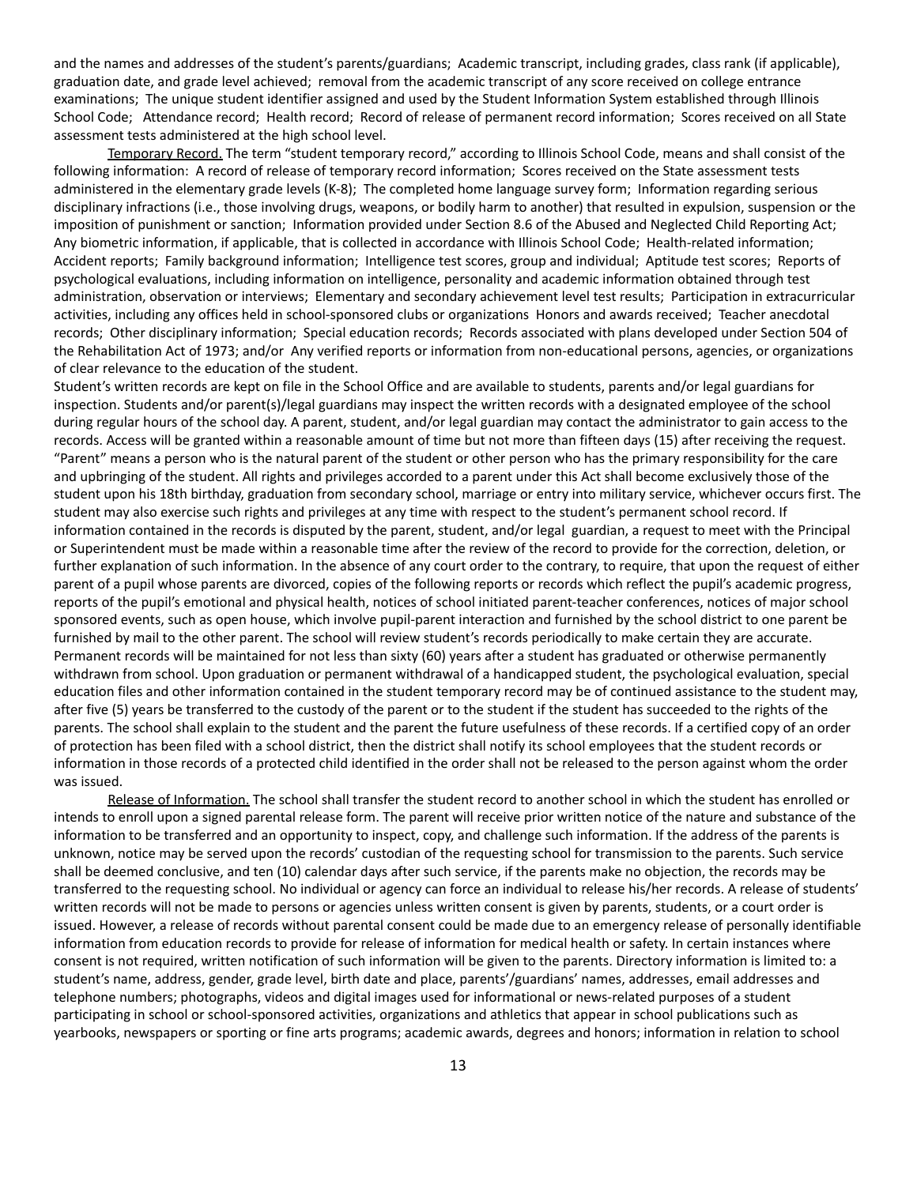and the names and addresses of the student's parents/guardians; Academic transcript, including grades, class rank (if applicable), graduation date, and grade level achieved; removal from the academic transcript of any score received on college entrance examinations; The unique student identifier assigned and used by the Student Information System established through Illinois School Code; Attendance record; Health record; Record of release of permanent record information; Scores received on all State assessment tests administered at the high school level.

Temporary Record. The term "student temporary record," according to Illinois School Code, means and shall consist of the following information: A record of release of temporary record information; Scores received on the State assessment tests administered in the elementary grade levels (K-8); The completed home language survey form; Information regarding serious disciplinary infractions (i.e., those involving drugs, weapons, or bodily harm to another) that resulted in expulsion, suspension or the imposition of punishment or sanction; Information provided under Section 8.6 of the Abused and Neglected Child Reporting Act; Any biometric information, if applicable, that is collected in accordance with Illinois School Code; Health-related information; Accident reports; Family background information; Intelligence test scores, group and individual; Aptitude test scores; Reports of psychological evaluations, including information on intelligence, personality and academic information obtained through test administration, observation or interviews; Elementary and secondary achievement level test results; Participation in extracurricular activities, including any offices held in school-sponsored clubs or organizations Honors and awards received; Teacher anecdotal records; Other disciplinary information; Special education records; Records associated with plans developed under Section 504 of the Rehabilitation Act of 1973; and/or Any verified reports or information from non-educational persons, agencies, or organizations of clear relevance to the education of the student.

Student's written records are kept on file in the School Office and are available to students, parents and/or legal guardians for inspection. Students and/or parent(s)/legal guardians may inspect the written records with a designated employee of the school during regular hours of the school day. A parent, student, and/or legal guardian may contact the administrator to gain access to the records. Access will be granted within a reasonable amount of time but not more than fifteen days (15) after receiving the request. "Parent" means a person who is the natural parent of the student or other person who has the primary responsibility for the care and upbringing of the student. All rights and privileges accorded to a parent under this Act shall become exclusively those of the student upon his 18th birthday, graduation from secondary school, marriage or entry into military service, whichever occurs first. The student may also exercise such rights and privileges at any time with respect to the student's permanent school record. If information contained in the records is disputed by the parent, student, and/or legal guardian, a request to meet with the Principal or Superintendent must be made within a reasonable time after the review of the record to provide for the correction, deletion, or further explanation of such information. In the absence of any court order to the contrary, to require, that upon the request of either parent of a pupil whose parents are divorced, copies of the following reports or records which reflect the pupil's academic progress, reports of the pupil's emotional and physical health, notices of school initiated parent-teacher conferences, notices of major school sponsored events, such as open house, which involve pupil-parent interaction and furnished by the school district to one parent be furnished by mail to the other parent. The school will review student's records periodically to make certain they are accurate. Permanent records will be maintained for not less than sixty (60) years after a student has graduated or otherwise permanently withdrawn from school. Upon graduation or permanent withdrawal of a handicapped student, the psychological evaluation, special education files and other information contained in the student temporary record may be of continued assistance to the student may, after five (5) years be transferred to the custody of the parent or to the student if the student has succeeded to the rights of the parents. The school shall explain to the student and the parent the future usefulness of these records. If a certified copy of an order of protection has been filed with a school district, then the district shall notify its school employees that the student records or information in those records of a protected child identified in the order shall not be released to the person against whom the order was issued.

Release of Information. The school shall transfer the student record to another school in which the student has enrolled or intends to enroll upon a signed parental release form. The parent will receive prior written notice of the nature and substance of the information to be transferred and an opportunity to inspect, copy, and challenge such information. If the address of the parents is unknown, notice may be served upon the records' custodian of the requesting school for transmission to the parents. Such service shall be deemed conclusive, and ten (10) calendar days after such service, if the parents make no objection, the records may be transferred to the requesting school. No individual or agency can force an individual to release his/her records. A release of students' written records will not be made to persons or agencies unless written consent is given by parents, students, or a court order is issued. However, a release of records without parental consent could be made due to an emergency release of personally identifiable information from education records to provide for release of information for medical health or safety. In certain instances where consent is not required, written notification of such information will be given to the parents. Directory information is limited to: a student's name, address, gender, grade level, birth date and place, parents'/guardians' names, addresses, email addresses and telephone numbers; photographs, videos and digital images used for informational or news-related purposes of a student participating in school or school-sponsored activities, organizations and athletics that appear in school publications such as yearbooks, newspapers or sporting or fine arts programs; academic awards, degrees and honors; information in relation to school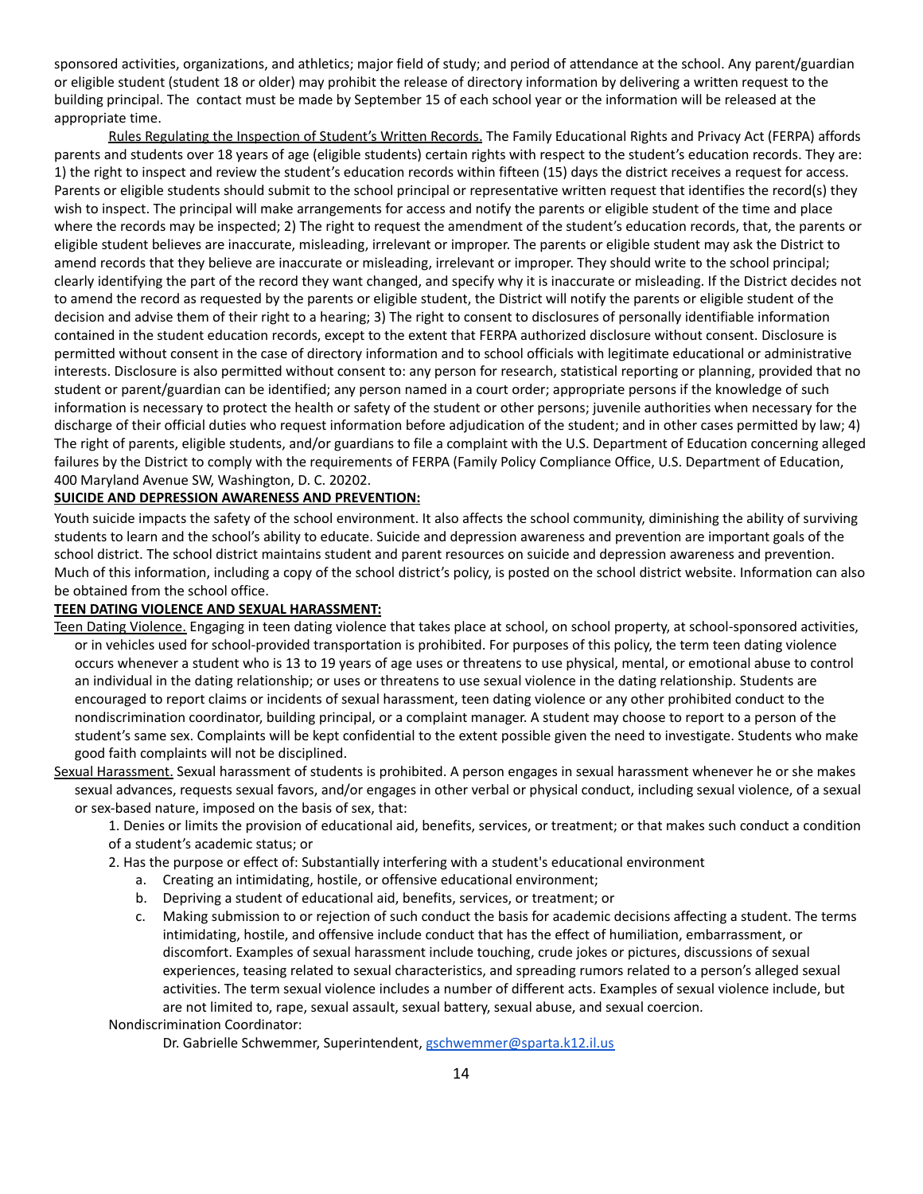sponsored activities, organizations, and athletics; major field of study; and period of attendance at the school. Any parent/guardian or eligible student (student 18 or older) may prohibit the release of directory information by delivering a written request to the building principal. The contact must be made by September 15 of each school year or the information will be released at the appropriate time.

Rules Regulating the Inspection of Student's Written Records. The Family Educational Rights and Privacy Act (FERPA) affords parents and students over 18 years of age (eligible students) certain rights with respect to the student's education records. They are: 1) the right to inspect and review the student's education records within fifteen (15) days the district receives a request for access. Parents or eligible students should submit to the school principal or representative written request that identifies the record(s) they wish to inspect. The principal will make arrangements for access and notify the parents or eligible student of the time and place where the records may be inspected; 2) The right to request the amendment of the student's education records, that, the parents or eligible student believes are inaccurate, misleading, irrelevant or improper. The parents or eligible student may ask the District to amend records that they believe are inaccurate or misleading, irrelevant or improper. They should write to the school principal; clearly identifying the part of the record they want changed, and specify why it is inaccurate or misleading. If the District decides not to amend the record as requested by the parents or eligible student, the District will notify the parents or eligible student of the decision and advise them of their right to a hearing; 3) The right to consent to disclosures of personally identifiable information contained in the student education records, except to the extent that FERPA authorized disclosure without consent. Disclosure is permitted without consent in the case of directory information and to school officials with legitimate educational or administrative interests. Disclosure is also permitted without consent to: any person for research, statistical reporting or planning, provided that no student or parent/guardian can be identified; any person named in a court order; appropriate persons if the knowledge of such information is necessary to protect the health or safety of the student or other persons; juvenile authorities when necessary for the discharge of their official duties who request information before adjudication of the student; and in other cases permitted by law; 4) The right of parents, eligible students, and/or guardians to file a complaint with the U.S. Department of Education concerning alleged failures by the District to comply with the requirements of FERPA (Family Policy Compliance Office, U.S. Department of Education, 400 Maryland Avenue SW, Washington, D. C. 20202.

**SUICIDE AND DEPRESSION AWARENESS AND PREVENTION:**

Youth suicide impacts the safety of the school environment. It also affects the school community, diminishing the ability of surviving students to learn and the school's ability to educate. Suicide and depression awareness and prevention are important goals of the school district. The school district maintains student and parent resources on suicide and depression awareness and prevention. Much of this information, including a copy of the school district's policy, is posted on the school district website. Information can also be obtained from the school office.

**TEEN DATING VIOLENCE AND SEXUAL HARASSMENT:**

Teen Dating Violence. Engaging in teen dating violence that takes place at school, on school property, at school-sponsored activities, or in vehicles used for school-provided transportation is prohibited. For purposes of this policy, the term teen dating violence occurs whenever a student who is 13 to 19 years of age uses or threatens to use physical, mental, or emotional abuse to control an individual in the dating relationship; or uses or threatens to use sexual violence in the dating relationship. Students are encouraged to report claims or incidents of sexual harassment, teen dating violence or any other prohibited conduct to the nondiscrimination coordinator, building principal, or a complaint manager. A student may choose to report to a person of the student's same sex. Complaints will be kept confidential to the extent possible given the need to investigate. Students who make good faith complaints will not be disciplined.

Sexual Harassment. Sexual harassment of students is prohibited. A person engages in sexual harassment whenever he or she makes sexual advances, requests sexual favors, and/or engages in other verbal or physical conduct, including sexual violence, of a sexual or sex-based nature, imposed on the basis of sex, that:

1. Denies or limits the provision of educational aid, benefits, services, or treatment; or that makes such conduct a condition of a student's academic status; or
2. Has the purpose or effect of: Substantially interfering with a student's educational environment
   a. Creating an intimidating, hostile, or offensive educational environment;
   b. Depriving a student of educational aid, benefits, services, or treatment; or
   c. Making submission to or rejection of such conduct the basis for academic decisions affecting a student. The terms intimidating, hostile, and offensive include conduct that has the effect of humiliation, embarrassment, or discomfort. Examples of sexual harassment include touching, crude jokes or pictures, discussions of sexual experiences, teasing related to sexual characteristics, and spreading rumors related to a person's alleged sexual activities. The term sexual violence includes a number of different acts. Examples of sexual violence include, but are not limited to, rape, sexual assault, sexual battery, sexual abuse, and sexual coercion.

Nondiscrimination Coordinator:

Dr. Gabrielle Schwemmer, Superintendent, gschwemmer@sparta.k12.il.us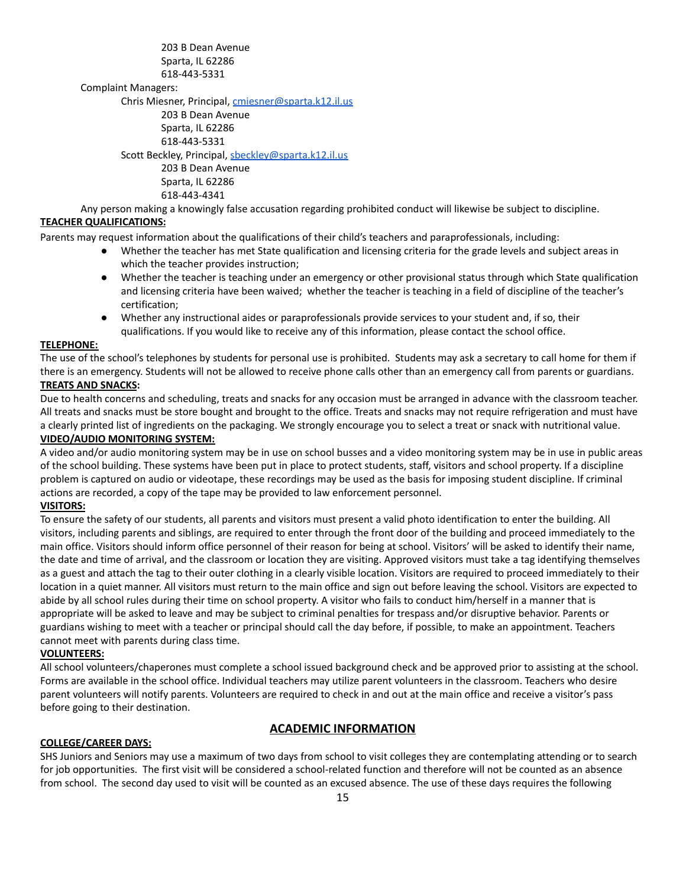203 B Dean Avenue
Sparta, IL 62286
618-443-5331

Complaint Managers:

Chris Miesner, Principal, cmiesner@sparta.k12.il.us
203 B Dean Avenue
Sparta, IL 62286
618-443-5331

Scott Beckley, Principal, sbeckley@sparta.k12.il.us
203 B Dean Avenue
Sparta, IL 62286
618-443-4341

Any person making a knowingly false accusation regarding prohibited conduct will likewise be subject to discipline.

**TEACHER QUALIFICATIONS:**

Parents may request information about the qualifications of their child's teachers and paraprofessionals, including:

- Whether the teacher has met State qualification and licensing criteria for the grade levels and subject areas in which the teacher provides instruction;
- Whether the teacher is teaching under an emergency or other provisional status through which State qualification and licensing criteria have been waived; whether the teacher is teaching in a field of discipline of the teacher's certification;
- Whether any instructional aides or paraprofessionals provide services to your student and, if so, their qualifications. If you would like to receive any of this information, please contact the school office.

**TELEPHONE:**

The use of the school's telephones by students for personal use is prohibited. Students may ask a secretary to call home for them if there is an emergency. Students will not be allowed to receive phone calls other than an emergency call from parents or guardians.

**TREATS AND SNACKS:**

Due to health concerns and scheduling, treats and snacks for any occasion must be arranged in advance with the classroom teacher. All treats and snacks must be store bought and brought to the office. Treats and snacks may not require refrigeration and must have a clearly printed list of ingredients on the packaging. We strongly encourage you to select a treat or snack with nutritional value.

**VIDEO/AUDIO MONITORING SYSTEM:**

A video and/or audio monitoring system may be in use on school busses and a video monitoring system may be in use in public areas of the school building. These systems have been put in place to protect students, staff, visitors and school property. If a discipline problem is captured on audio or videotape, these recordings may be used as the basis for imposing student discipline. If criminal actions are recorded, a copy of the tape may be provided to law enforcement personnel.

**VISITORS:**

To ensure the safety of our students, all parents and visitors must present a valid photo identification to enter the building. All visitors, including parents and siblings, are required to enter through the front door of the building and proceed immediately to the main office. Visitors should inform office personnel of their reason for being at school. Visitors' will be asked to identify their name, the date and time of arrival, and the classroom or location they are visiting. Approved visitors must take a tag identifying themselves as a guest and attach the tag to their outer clothing in a clearly visible location. Visitors are required to proceed immediately to their location in a quiet manner. All visitors must return to the main office and sign out before leaving the school. Visitors are expected to abide by all school rules during their time on school property. A visitor who fails to conduct him/herself in a manner that is appropriate will be asked to leave and may be subject to criminal penalties for trespass and/or disruptive behavior. Parents or guardians wishing to meet with a teacher or principal should call the day before, if possible, to make an appointment. Teachers cannot meet with parents during class time.

**VOLUNTEERS:**

All school volunteers/chaperones must complete a school issued background check and be approved prior to assisting at the school. Forms are available in the school office. Individual teachers may utilize parent volunteers in the classroom. Teachers who desire parent volunteers will notify parents. Volunteers are required to check in and out at the main office and receive a visitor's pass before going to their destination.

## ACADEMIC INFORMATION

**COLLEGE/CAREER DAYS:**

SHS Juniors and Seniors may use a maximum of two days from school to visit colleges they are contemplating attending or to search for job opportunities. The first visit will be considered a school-related function and therefore will not be counted as an absence from school. The second day used to visit will be counted as an excused absence. The use of these days requires the following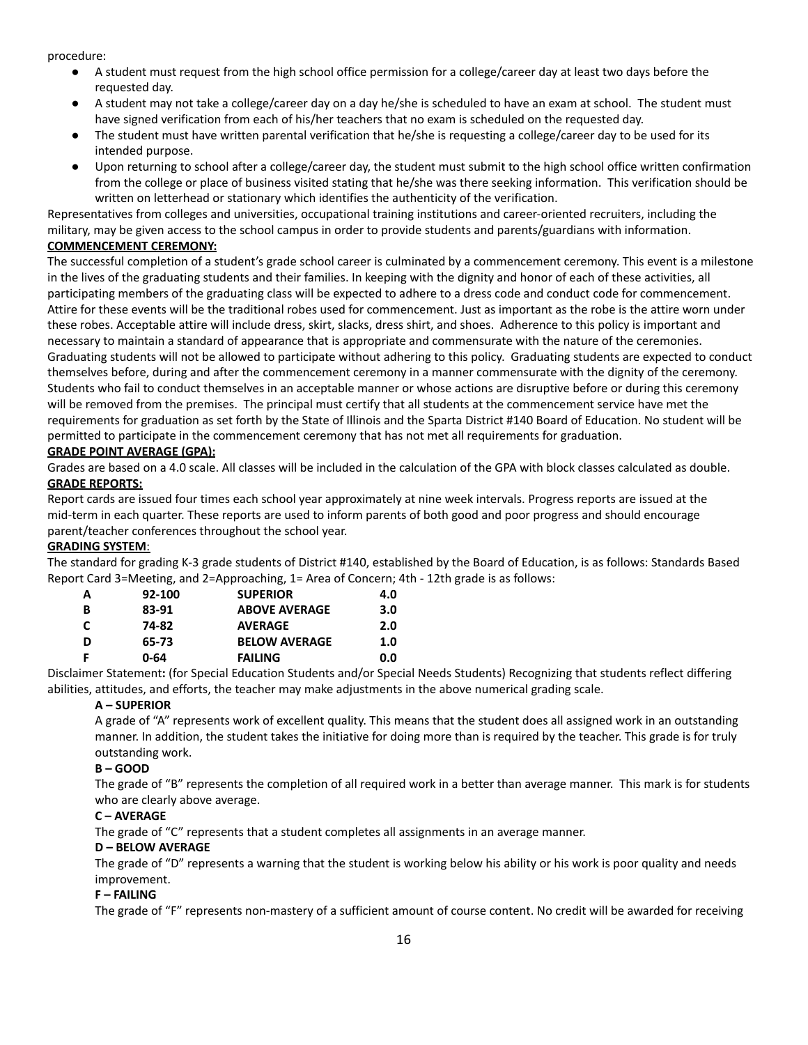procedure:

- A student must request from the high school office permission for a college/career day at least two days before the requested day.
- A student may not take a college/career day on a day he/she is scheduled to have an exam at school. The student must have signed verification from each of his/her teachers that no exam is scheduled on the requested day.
- The student must have written parental verification that he/she is requesting a college/career day to be used for its intended purpose.
- Upon returning to school after a college/career day, the student must submit to the high school office written confirmation from the college or place of business visited stating that he/she was there seeking information. This verification should be written on letterhead or stationary which identifies the authenticity of the verification.

Representatives from colleges and universities, occupational training institutions and career-oriented recruiters, including the military, may be given access to the school campus in order to provide students and parents/guardians with information.

**COMMENCEMENT CEREMONY:**

The successful completion of a student's grade school career is culminated by a commencement ceremony. This event is a milestone in the lives of the graduating students and their families. In keeping with the dignity and honor of each of these activities, all participating members of the graduating class will be expected to adhere to a dress code and conduct code for commencement. Attire for these events will be the traditional robes used for commencement. Just as important as the robe is the attire worn under these robes. Acceptable attire will include dress, skirt, slacks, dress shirt, and shoes. Adherence to this policy is important and necessary to maintain a standard of appearance that is appropriate and commensurate with the nature of the ceremonies. Graduating students will not be allowed to participate without adhering to this policy. Graduating students are expected to conduct themselves before, during and after the commencement ceremony in a manner commensurate with the dignity of the ceremony. Students who fail to conduct themselves in an acceptable manner or whose actions are disruptive before or during this ceremony will be removed from the premises. The principal must certify that all students at the commencement service have met the requirements for graduation as set forth by the State of Illinois and the Sparta District #140 Board of Education. No student will be permitted to participate in the commencement ceremony that has not met all requirements for graduation.

**GRADE POINT AVERAGE (GPA):**

Grades are based on a 4.0 scale. All classes will be included in the calculation of the GPA with block classes calculated as double.

**GRADE REPORTS:**

Report cards are issued four times each school year approximately at nine week intervals. Progress reports are issued at the mid-term in each quarter. These reports are used to inform parents of both good and poor progress and should encourage parent/teacher conferences throughout the school year.

**GRADING SYSTEM**:

The standard for grading K-3 grade students of District #140, established by the Board of Education, is as follows: Standards Based Report Card 3=Meeting, and 2=Approaching, 1= Area of Concern; 4th - 12th grade is as follows:

| Grade | Range | Description | Points |
|---|---|---|---|
| **A** | **92-100** | **SUPERIOR** | **4.0** |
| **B** | **83-91** | **ABOVE AVERAGE** | **3.0** |
| **C** | **74-82** | **AVERAGE** | **2.0** |
| **D** | **65-73** | **BELOW AVERAGE** | **1.0** |
| **F** | **0-64** | **FAILING** | **0.0** |

Disclaimer Statement**:** (for Special Education Students and/or Special Needs Students) Recognizing that students reflect differing abilities, attitudes, and efforts, the teacher may make adjustments in the above numerical grading scale.

**A – SUPERIOR**

A grade of "A" represents work of excellent quality. This means that the student does all assigned work in an outstanding manner. In addition, the student takes the initiative for doing more than is required by the teacher. This grade is for truly outstanding work.

**B – GOOD**

The grade of "B" represents the completion of all required work in a better than average manner. This mark is for students who are clearly above average.

**C – AVERAGE**

The grade of "C" represents that a student completes all assignments in an average manner.

**D – BELOW AVERAGE**

The grade of "D" represents a warning that the student is working below his ability or his work is poor quality and needs improvement.

**F – FAILING**

The grade of "F" represents non-mastery of a sufficient amount of course content. No credit will be awarded for receiving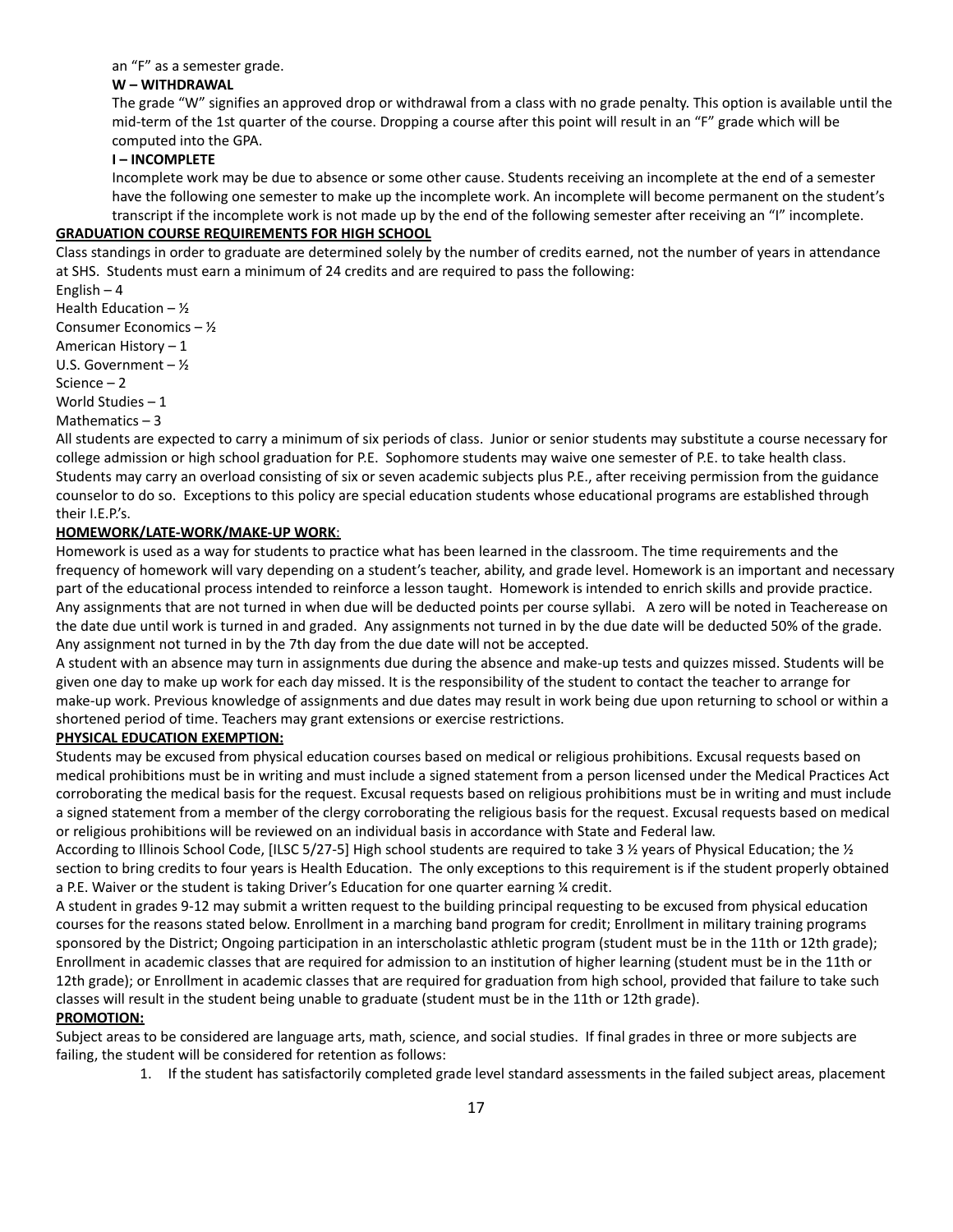an "F" as a semester grade.

**W – WITHDRAWAL**

The grade "W" signifies an approved drop or withdrawal from a class with no grade penalty. This option is available until the mid-term of the 1st quarter of the course. Dropping a course after this point will result in an "F" grade which will be computed into the GPA.

**I – INCOMPLETE**

Incomplete work may be due to absence or some other cause. Students receiving an incomplete at the end of a semester have the following one semester to make up the incomplete work. An incomplete will become permanent on the student's transcript if the incomplete work is not made up by the end of the following semester after receiving an "I" incomplete.

**GRADUATION COURSE REQUIREMENTS FOR HIGH SCHOOL**

Class standings in order to graduate are determined solely by the number of credits earned, not the number of years in attendance at SHS. Students must earn a minimum of 24 credits and are required to pass the following:

English – 4
Health Education – ½
Consumer Economics – ½
American History – 1
U.S. Government – ½
Science – 2
World Studies – 1
Mathematics – 3

All students are expected to carry a minimum of six periods of class. Junior or senior students may substitute a course necessary for college admission or high school graduation for P.E. Sophomore students may waive one semester of P.E. to take health class. Students may carry an overload consisting of six or seven academic subjects plus P.E., after receiving permission from the guidance counselor to do so. Exceptions to this policy are special education students whose educational programs are established through their I.E.P.'s.

**HOMEWORK/LATE-WORK/MAKE-UP WORK**:

Homework is used as a way for students to practice what has been learned in the classroom. The time requirements and the frequency of homework will vary depending on a student's teacher, ability, and grade level. Homework is an important and necessary part of the educational process intended to reinforce a lesson taught. Homework is intended to enrich skills and provide practice. Any assignments that are not turned in when due will be deducted points per course syllabi. A zero will be noted in Teacherease on the date due until work is turned in and graded. Any assignments not turned in by the due date will be deducted 50% of the grade. Any assignment not turned in by the 7th day from the due date will not be accepted.

A student with an absence may turn in assignments due during the absence and make-up tests and quizzes missed. Students will be given one day to make up work for each day missed. It is the responsibility of the student to contact the teacher to arrange for make-up work. Previous knowledge of assignments and due dates may result in work being due upon returning to school or within a shortened period of time. Teachers may grant extensions or exercise restrictions.

**PHYSICAL EDUCATION EXEMPTION:**

Students may be excused from physical education courses based on medical or religious prohibitions. Excusal requests based on medical prohibitions must be in writing and must include a signed statement from a person licensed under the Medical Practices Act corroborating the medical basis for the request. Excusal requests based on religious prohibitions must be in writing and must include a signed statement from a member of the clergy corroborating the religious basis for the request. Excusal requests based on medical or religious prohibitions will be reviewed on an individual basis in accordance with State and Federal law.

According to Illinois School Code, [ILSC 5/27-5] High school students are required to take 3 ½ years of Physical Education; the ½ section to bring credits to four years is Health Education. The only exceptions to this requirement is if the student properly obtained a P.E. Waiver or the student is taking Driver's Education for one quarter earning ¼ credit.

A student in grades 9-12 may submit a written request to the building principal requesting to be excused from physical education courses for the reasons stated below. Enrollment in a marching band program for credit; Enrollment in military training programs sponsored by the District; Ongoing participation in an interscholastic athletic program (student must be in the 11th or 12th grade); Enrollment in academic classes that are required for admission to an institution of higher learning (student must be in the 11th or 12th grade); or Enrollment in academic classes that are required for graduation from high school, provided that failure to take such classes will result in the student being unable to graduate (student must be in the 11th or 12th grade).

**PROMOTION:**

Subject areas to be considered are language arts, math, science, and social studies. If final grades in three or more subjects are failing, the student will be considered for retention as follows:

1. If the student has satisfactorily completed grade level standard assessments in the failed subject areas, placement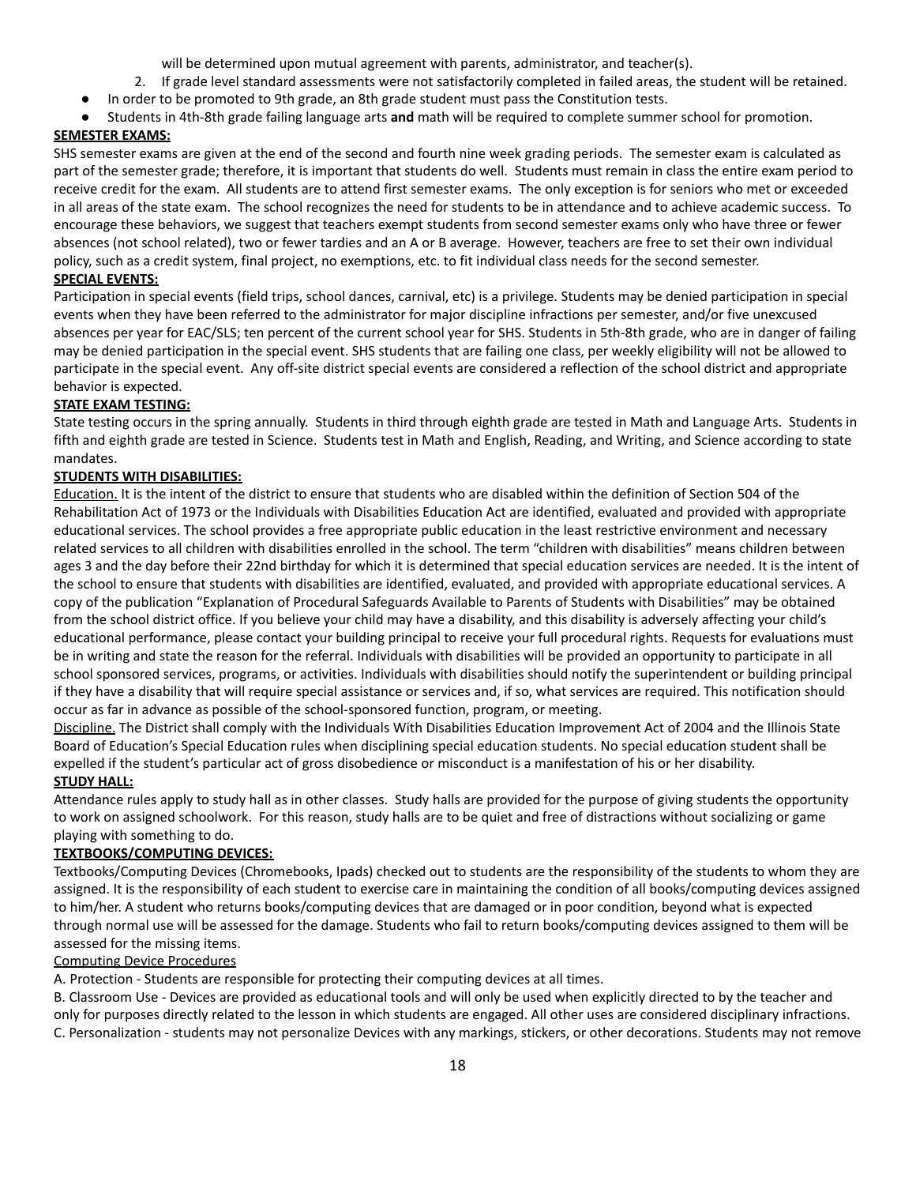will be determined upon mutual agreement with parents, administrator, and teacher(s).

2. If grade level standard assessments were not satisfactorily completed in failed areas, the student will be retained.

- In order to be promoted to 9th grade, an 8th grade student must pass the Constitution tests.
- Students in 4th-8th grade failing language arts **and** math will be required to complete summer school for promotion.

**SEMESTER EXAMS:**

SHS semester exams are given at the end of the second and fourth nine week grading periods. The semester exam is calculated as part of the semester grade; therefore, it is important that students do well. Students must remain in class the entire exam period to receive credit for the exam. All students are to attend first semester exams. The only exception is for seniors who met or exceeded in all areas of the state exam. The school recognizes the need for students to be in attendance and to achieve academic success. To encourage these behaviors, we suggest that teachers exempt students from second semester exams only who have three or fewer absences (not school related), two or fewer tardies and an A or B average. However, teachers are free to set their own individual policy, such as a credit system, final project, no exemptions, etc. to fit individual class needs for the second semester.

**SPECIAL EVENTS:**

Participation in special events (field trips, school dances, carnival, etc) is a privilege. Students may be denied participation in special events when they have been referred to the administrator for major discipline infractions per semester, and/or five unexcused absences per year for EAC/SLS; ten percent of the current school year for SHS. Students in 5th-8th grade, who are in danger of failing may be denied participation in the special event. SHS students that are failing one class, per weekly eligibility will not be allowed to participate in the special event. Any off-site district special events are considered a reflection of the school district and appropriate behavior is expected.

**STATE EXAM TESTING:**

State testing occurs in the spring annually. Students in third through eighth grade are tested in Math and Language Arts. Students in fifth and eighth grade are tested in Science. Students test in Math and English, Reading, and Writing, and Science according to state mandates.

**STUDENTS WITH DISABILITIES:**

Education. It is the intent of the district to ensure that students who are disabled within the definition of Section 504 of the Rehabilitation Act of 1973 or the Individuals with Disabilities Education Act are identified, evaluated and provided with appropriate educational services. The school provides a free appropriate public education in the least restrictive environment and necessary related services to all children with disabilities enrolled in the school. The term "children with disabilities" means children between ages 3 and the day before their 22nd birthday for which it is determined that special education services are needed. It is the intent of the school to ensure that students with disabilities are identified, evaluated, and provided with appropriate educational services. A copy of the publication "Explanation of Procedural Safeguards Available to Parents of Students with Disabilities" may be obtained from the school district office. If you believe your child may have a disability, and this disability is adversely affecting your child's educational performance, please contact your building principal to receive your full procedural rights. Requests for evaluations must be in writing and state the reason for the referral. Individuals with disabilities will be provided an opportunity to participate in all school sponsored services, programs, or activities. Individuals with disabilities should notify the superintendent or building principal if they have a disability that will require special assistance or services and, if so, what services are required. This notification should occur as far in advance as possible of the school-sponsored function, program, or meeting.

Discipline. The District shall comply with the Individuals With Disabilities Education Improvement Act of 2004 and the Illinois State Board of Education's Special Education rules when disciplining special education students. No special education student shall be expelled if the student's particular act of gross disobedience or misconduct is a manifestation of his or her disability.

**STUDY HALL:**

Attendance rules apply to study hall as in other classes. Study halls are provided for the purpose of giving students the opportunity to work on assigned schoolwork. For this reason, study halls are to be quiet and free of distractions without socializing or game playing with something to do.

**TEXTBOOKS/COMPUTING DEVICES:**

Textbooks/Computing Devices (Chromebooks, Ipads) checked out to students are the responsibility of the students to whom they are assigned. It is the responsibility of each student to exercise care in maintaining the condition of all books/computing devices assigned to him/her. A student who returns books/computing devices that are damaged or in poor condition, beyond what is expected through normal use will be assessed for the damage. Students who fail to return books/computing devices assigned to them will be assessed for the missing items.

Computing Device Procedures

A. Protection - Students are responsible for protecting their computing devices at all times.

B. Classroom Use - Devices are provided as educational tools and will only be used when explicitly directed to by the teacher and only for purposes directly related to the lesson in which students are engaged. All other uses are considered disciplinary infractions.

C. Personalization - students may not personalize Devices with any markings, stickers, or other decorations. Students may not remove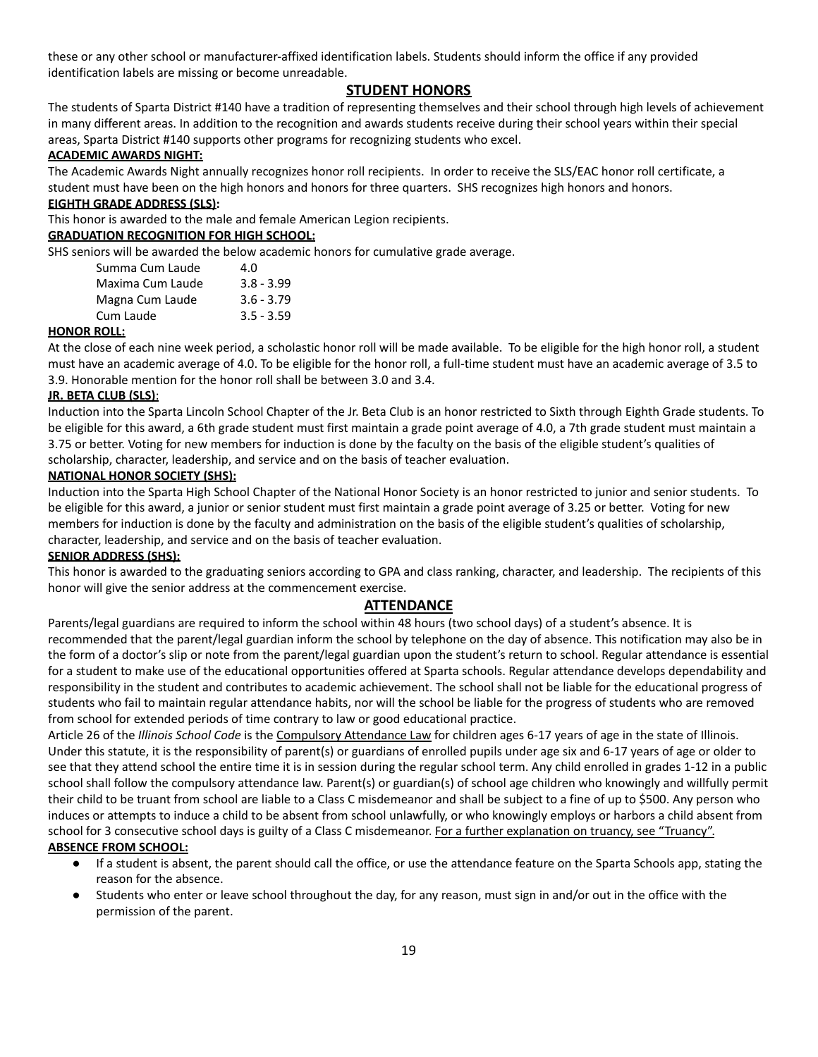these or any other school or manufacturer-affixed identification labels. Students should inform the office if any provided identification labels are missing or become unreadable.

## STUDENT HONORS

The students of Sparta District #140 have a tradition of representing themselves and their school through high levels of achievement in many different areas. In addition to the recognition and awards students receive during their school years within their special areas, Sparta District #140 supports other programs for recognizing students who excel.

**ACADEMIC AWARDS NIGHT:**

The Academic Awards Night annually recognizes honor roll recipients. In order to receive the SLS/EAC honor roll certificate, a student must have been on the high honors and honors for three quarters. SHS recognizes high honors and honors.

**EIGHTH GRADE ADDRESS (SLS):**

This honor is awarded to the male and female American Legion recipients.

**GRADUATION RECOGNITION FOR HIGH SCHOOL:**

SHS seniors will be awarded the below academic honors for cumulative grade average.

| | |
|---|---|
| Summa Cum Laude | 4.0 |
| Maxima Cum Laude | 3.8 - 3.99 |
| Magna Cum Laude | 3.6 - 3.79 |
| Cum Laude | 3.5 - 3.59 |

**HONOR ROLL:**

At the close of each nine week period, a scholastic honor roll will be made available. To be eligible for the high honor roll, a student must have an academic average of 4.0. To be eligible for the honor roll, a full-time student must have an academic average of 3.5 to 3.9. Honorable mention for the honor roll shall be between 3.0 and 3.4.

**JR. BETA CLUB (SLS)**:

Induction into the Sparta Lincoln School Chapter of the Jr. Beta Club is an honor restricted to Sixth through Eighth Grade students. To be eligible for this award, a 6th grade student must first maintain a grade point average of 4.0, a 7th grade student must maintain a 3.75 or better. Voting for new members for induction is done by the faculty on the basis of the eligible student's qualities of scholarship, character, leadership, and service and on the basis of teacher evaluation.

**NATIONAL HONOR SOCIETY (SHS):**

Induction into the Sparta High School Chapter of the National Honor Society is an honor restricted to junior and senior students. To be eligible for this award, a junior or senior student must first maintain a grade point average of 3.25 or better. Voting for new members for induction is done by the faculty and administration on the basis of the eligible student's qualities of scholarship, character, leadership, and service and on the basis of teacher evaluation.

**SENIOR ADDRESS (SHS):**

This honor is awarded to the graduating seniors according to GPA and class ranking, character, and leadership. The recipients of this honor will give the senior address at the commencement exercise.

## ATTENDANCE

Parents/legal guardians are required to inform the school within 48 hours (two school days) of a student's absence. It is recommended that the parent/legal guardian inform the school by telephone on the day of absence. This notification may also be in the form of a doctor's slip or note from the parent/legal guardian upon the student's return to school. Regular attendance is essential for a student to make use of the educational opportunities offered at Sparta schools. Regular attendance develops dependability and responsibility in the student and contributes to academic achievement. The school shall not be liable for the educational progress of students who fail to maintain regular attendance habits, nor will the school be liable for the progress of students who are removed from school for extended periods of time contrary to law or good educational practice.

Article 26 of the *Illinois School Code* is the Compulsory Attendance Law for children ages 6-17 years of age in the state of Illinois. Under this statute, it is the responsibility of parent(s) or guardians of enrolled pupils under age six and 6-17 years of age or older to see that they attend school the entire time it is in session during the regular school term. Any child enrolled in grades 1-12 in a public school shall follow the compulsory attendance law. Parent(s) or guardian(s) of school age children who knowingly and willfully permit their child to be truant from school are liable to a Class C misdemeanor and shall be subject to a fine of up to $500. Any person who induces or attempts to induce a child to be absent from school unlawfully, or who knowingly employs or harbors a child absent from school for 3 consecutive school days is guilty of a Class C misdemeanor. For a further explanation on truancy, see "Truancy".

**ABSENCE FROM SCHOOL:**

- If a student is absent, the parent should call the office, or use the attendance feature on the Sparta Schools app, stating the reason for the absence.
- Students who enter or leave school throughout the day, for any reason, must sign in and/or out in the office with the permission of the parent.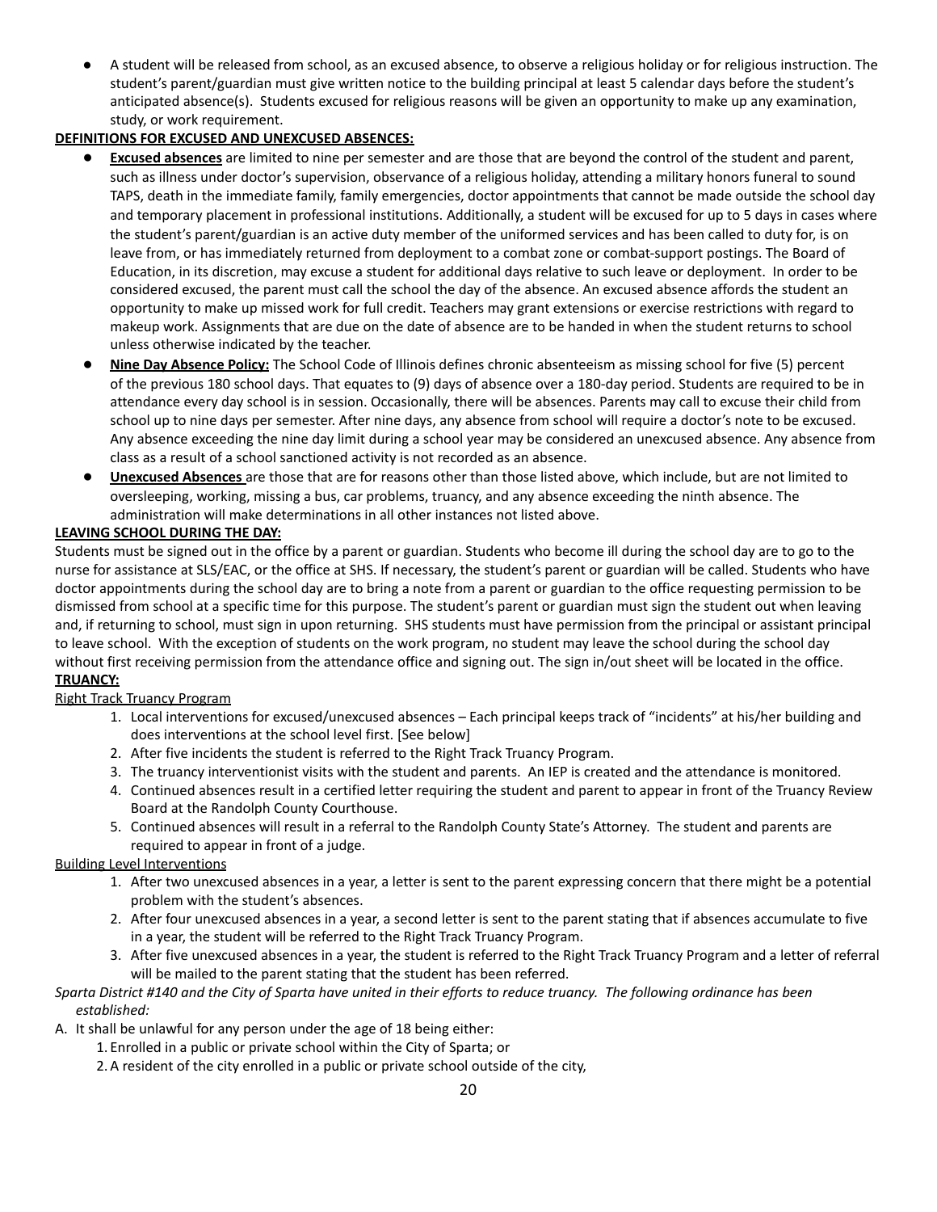- A student will be released from school, as an excused absence, to observe a religious holiday or for religious instruction. The student's parent/guardian must give written notice to the building principal at least 5 calendar days before the student's anticipated absence(s). Students excused for religious reasons will be given an opportunity to make up any examination, study, or work requirement.

**DEFINITIONS FOR EXCUSED AND UNEXCUSED ABSENCES:**

- **Excused absences** are limited to nine per semester and are those that are beyond the control of the student and parent, such as illness under doctor's supervision, observance of a religious holiday, attending a military honors funeral to sound TAPS, death in the immediate family, family emergencies, doctor appointments that cannot be made outside the school day and temporary placement in professional institutions. Additionally, a student will be excused for up to 5 days in cases where the student's parent/guardian is an active duty member of the uniformed services and has been called to duty for, is on leave from, or has immediately returned from deployment to a combat zone or combat-support postings. The Board of Education, in its discretion, may excuse a student for additional days relative to such leave or deployment. In order to be considered excused, the parent must call the school the day of the absence. An excused absence affords the student an opportunity to make up missed work for full credit. Teachers may grant extensions or exercise restrictions with regard to makeup work. Assignments that are due on the date of absence are to be handed in when the student returns to school unless otherwise indicated by the teacher.
- **Nine Day Absence Policy:** The School Code of Illinois defines chronic absenteeism as missing school for five (5) percent of the previous 180 school days. That equates to (9) days of absence over a 180-day period. Students are required to be in attendance every day school is in session. Occasionally, there will be absences. Parents may call to excuse their child from school up to nine days per semester. After nine days, any absence from school will require a doctor's note to be excused. Any absence exceeding the nine day limit during a school year may be considered an unexcused absence. Any absence from class as a result of a school sanctioned activity is not recorded as an absence.
- **Unexcused Absences** are those that are for reasons other than those listed above, which include, but are not limited to oversleeping, working, missing a bus, car problems, truancy, and any absence exceeding the ninth absence. The administration will make determinations in all other instances not listed above.

**LEAVING SCHOOL DURING THE DAY:**

Students must be signed out in the office by a parent or guardian. Students who become ill during the school day are to go to the nurse for assistance at SLS/EAC, or the office at SHS. If necessary, the student's parent or guardian will be called. Students who have doctor appointments during the school day are to bring a note from a parent or guardian to the office requesting permission to be dismissed from school at a specific time for this purpose. The student's parent or guardian must sign the student out when leaving and, if returning to school, must sign in upon returning. SHS students must have permission from the principal or assistant principal to leave school. With the exception of students on the work program, no student may leave the school during the school day without first receiving permission from the attendance office and signing out. The sign in/out sheet will be located in the office.

**TRUANCY:**

Right Track Truancy Program

1. Local interventions for excused/unexcused absences – Each principal keeps track of "incidents" at his/her building and does interventions at the school level first. [See below]
2. After five incidents the student is referred to the Right Track Truancy Program.
3. The truancy interventionist visits with the student and parents. An IEP is created and the attendance is monitored.
4. Continued absences result in a certified letter requiring the student and parent to appear in front of the Truancy Review Board at the Randolph County Courthouse.
5. Continued absences will result in a referral to the Randolph County State's Attorney. The student and parents are required to appear in front of a judge.

Building Level Interventions

1. After two unexcused absences in a year, a letter is sent to the parent expressing concern that there might be a potential problem with the student's absences.
2. After four unexcused absences in a year, a second letter is sent to the parent stating that if absences accumulate to five in a year, the student will be referred to the Right Track Truancy Program.
3. After five unexcused absences in a year, the student is referred to the Right Track Truancy Program and a letter of referral will be mailed to the parent stating that the student has been referred.

*Sparta District #140 and the City of Sparta have united in their efforts to reduce truancy. The following ordinance has been established:*

A. It shall be unlawful for any person under the age of 18 being either:
   1. Enrolled in a public or private school within the City of Sparta; or
   2. A resident of the city enrolled in a public or private school outside of the city,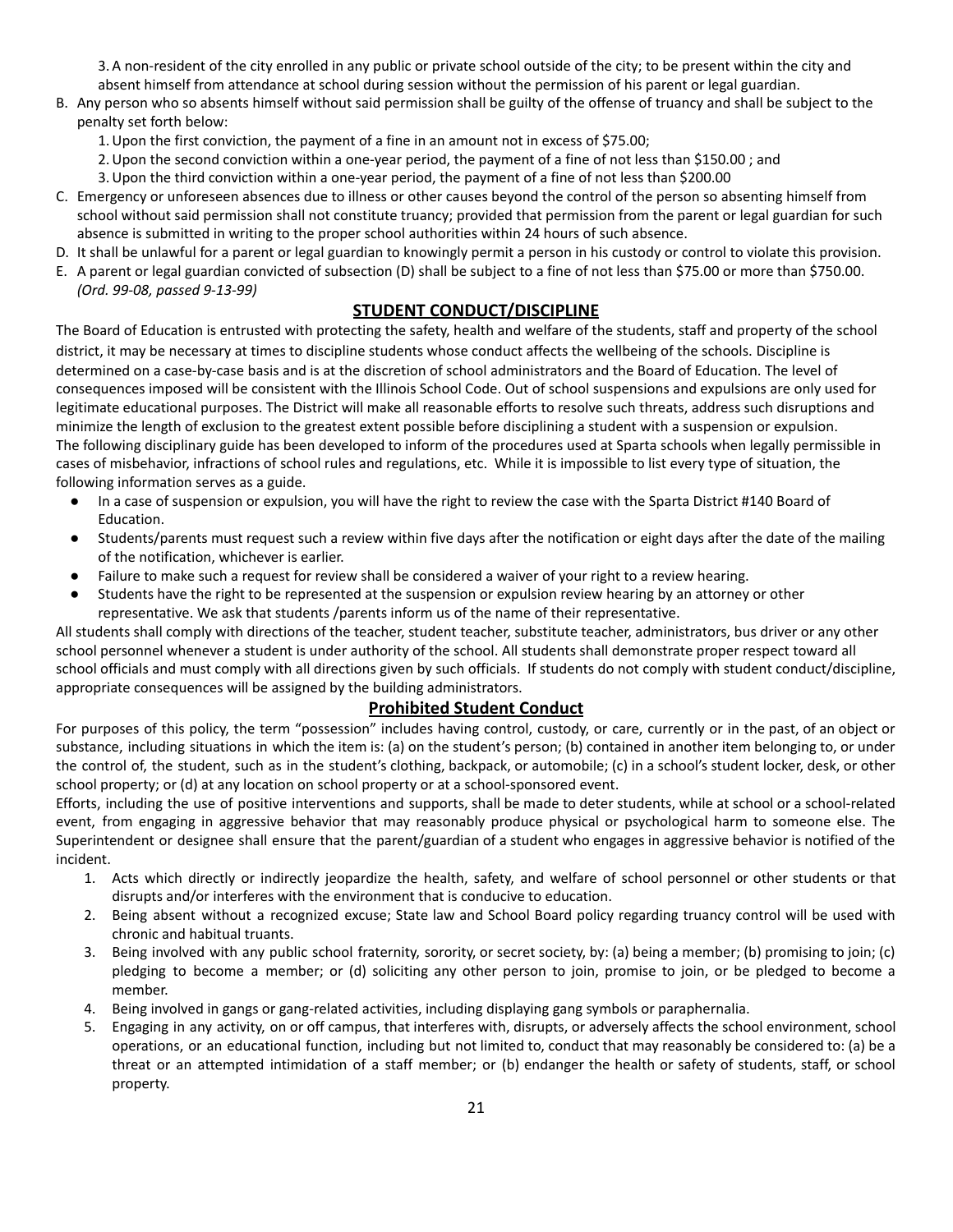3. A non-resident of the city enrolled in any public or private school outside of the city; to be present within the city and absent himself from attendance at school during session without the permission of his parent or legal guardian.

B. Any person who so absents himself without said permission shall be guilty of the offense of truancy and shall be subject to the penalty set forth below:
   1. Upon the first conviction, the payment of a fine in an amount not in excess of $75.00;
   2. Upon the second conviction within a one-year period, the payment of a fine of not less than $150.00 ; and
   3. Upon the third conviction within a one-year period, the payment of a fine of not less than $200.00
C. Emergency or unforeseen absences due to illness or other causes beyond the control of the person so absenting himself from school without said permission shall not constitute truancy; provided that permission from the parent or legal guardian for such absence is submitted in writing to the proper school authorities within 24 hours of such absence.
D. It shall be unlawful for a parent or legal guardian to knowingly permit a person in his custody or control to violate this provision.
E. A parent or legal guardian convicted of subsection (D) shall be subject to a fine of not less than $75.00 or more than $750.00. *(Ord. 99-08, passed 9-13-99)*

## STUDENT CONDUCT/DISCIPLINE

The Board of Education is entrusted with protecting the safety, health and welfare of the students, staff and property of the school district, it may be necessary at times to discipline students whose conduct affects the wellbeing of the schools. Discipline is determined on a case-by-case basis and is at the discretion of school administrators and the Board of Education. The level of consequences imposed will be consistent with the Illinois School Code. Out of school suspensions and expulsions are only used for legitimate educational purposes. The District will make all reasonable efforts to resolve such threats, address such disruptions and minimize the length of exclusion to the greatest extent possible before disciplining a student with a suspension or expulsion.
The following disciplinary guide has been developed to inform of the procedures used at Sparta schools when legally permissible in cases of misbehavior, infractions of school rules and regulations, etc. While it is impossible to list every type of situation, the following information serves as a guide.

- In a case of suspension or expulsion, you will have the right to review the case with the Sparta District #140 Board of Education.
- Students/parents must request such a review within five days after the notification or eight days after the date of the mailing of the notification, whichever is earlier.
- Failure to make such a request for review shall be considered a waiver of your right to a review hearing.
- Students have the right to be represented at the suspension or expulsion review hearing by an attorney or other representative. We ask that students /parents inform us of the name of their representative.

All students shall comply with directions of the teacher, student teacher, substitute teacher, administrators, bus driver or any other school personnel whenever a student is under authority of the school. All students shall demonstrate proper respect toward all school officials and must comply with all directions given by such officials. If students do not comply with student conduct/discipline, appropriate consequences will be assigned by the building administrators.

## Prohibited Student Conduct

For purposes of this policy, the term “possession” includes having control, custody, or care, currently or in the past, of an object or substance, including situations in which the item is: (a) on the student’s person; (b) contained in another item belonging to, or under the control of, the student, such as in the student’s clothing, backpack, or automobile; (c) in a school’s student locker, desk, or other school property; or (d) at any location on school property or at a school-sponsored event.

Efforts, including the use of positive interventions and supports, shall be made to deter students, while at school or a school-related event, from engaging in aggressive behavior that may reasonably produce physical or psychological harm to someone else. The Superintendent or designee shall ensure that the parent/guardian of a student who engages in aggressive behavior is notified of the incident.

1. Acts which directly or indirectly jeopardize the health, safety, and welfare of school personnel or other students or that disrupts and/or interferes with the environment that is conducive to education.
2. Being absent without a recognized excuse; State law and School Board policy regarding truancy control will be used with chronic and habitual truants.
3. Being involved with any public school fraternity, sorority, or secret society, by: (a) being a member; (b) promising to join; (c) pledging to become a member; or (d) soliciting any other person to join, promise to join, or be pledged to become a member.
4. Being involved in gangs or gang-related activities, including displaying gang symbols or paraphernalia.
5. Engaging in any activity, on or off campus, that interferes with, disrupts, or adversely affects the school environment, school operations, or an educational function, including but not limited to, conduct that may reasonably be considered to: (a) be a threat or an attempted intimidation of a staff member; or (b) endanger the health or safety of students, staff, or school property.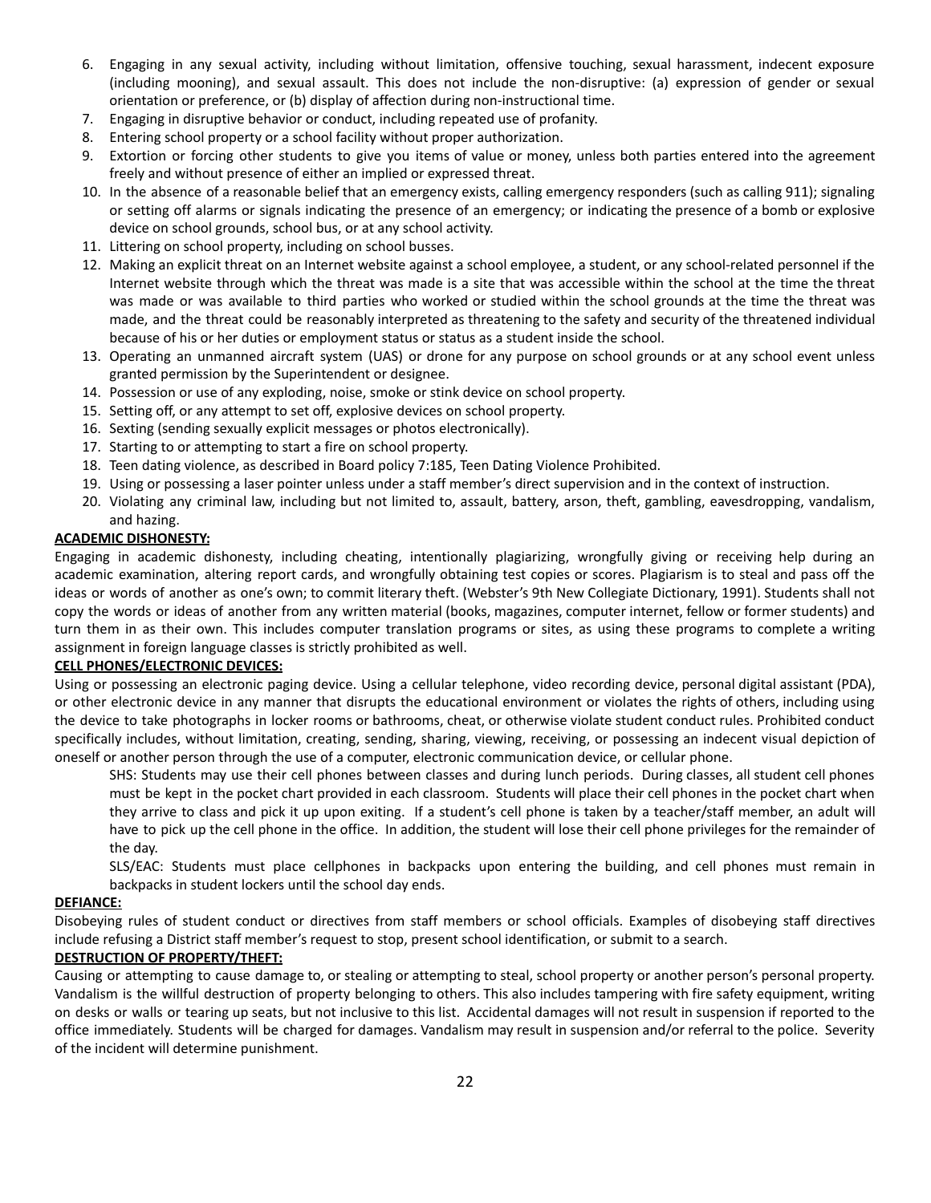6. Engaging in any sexual activity, including without limitation, offensive touching, sexual harassment, indecent exposure (including mooning), and sexual assault. This does not include the non-disruptive: (a) expression of gender or sexual orientation or preference, or (b) display of affection during non-instructional time.
7. Engaging in disruptive behavior or conduct, including repeated use of profanity.
8. Entering school property or a school facility without proper authorization.
9. Extortion or forcing other students to give you items of value or money, unless both parties entered into the agreement freely and without presence of either an implied or expressed threat.
10. In the absence of a reasonable belief that an emergency exists, calling emergency responders (such as calling 911); signaling or setting off alarms or signals indicating the presence of an emergency; or indicating the presence of a bomb or explosive device on school grounds, school bus, or at any school activity.
11. Littering on school property, including on school busses.
12. Making an explicit threat on an Internet website against a school employee, a student, or any school-related personnel if the Internet website through which the threat was made is a site that was accessible within the school at the time the threat was made or was available to third parties who worked or studied within the school grounds at the time the threat was made, and the threat could be reasonably interpreted as threatening to the safety and security of the threatened individual because of his or her duties or employment status or status as a student inside the school.
13. Operating an unmanned aircraft system (UAS) or drone for any purpose on school grounds or at any school event unless granted permission by the Superintendent or designee.
14. Possession or use of any exploding, noise, smoke or stink device on school property.
15. Setting off, or any attempt to set off, explosive devices on school property.
16. Sexting (sending sexually explicit messages or photos electronically).
17. Starting to or attempting to start a fire on school property.
18. Teen dating violence, as described in Board policy 7:185, Teen Dating Violence Prohibited.
19. Using or possessing a laser pointer unless under a staff member's direct supervision and in the context of instruction.
20. Violating any criminal law, including but not limited to, assault, battery, arson, theft, gambling, eavesdropping, vandalism, and hazing.

**ACADEMIC DISHONESTY:**

Engaging in academic dishonesty, including cheating, intentionally plagiarizing, wrongfully giving or receiving help during an academic examination, altering report cards, and wrongfully obtaining test copies or scores. Plagiarism is to steal and pass off the ideas or words of another as one's own; to commit literary theft. (Webster's 9th New Collegiate Dictionary, 1991). Students shall not copy the words or ideas of another from any written material (books, magazines, computer internet, fellow or former students) and turn them in as their own. This includes computer translation programs or sites, as using these programs to complete a writing assignment in foreign language classes is strictly prohibited as well.

**CELL PHONES/ELECTRONIC DEVICES:**

Using or possessing an electronic paging device. Using a cellular telephone, video recording device, personal digital assistant (PDA), or other electronic device in any manner that disrupts the educational environment or violates the rights of others, including using the device to take photographs in locker rooms or bathrooms, cheat, or otherwise violate student conduct rules. Prohibited conduct specifically includes, without limitation, creating, sending, sharing, viewing, receiving, or possessing an indecent visual depiction of oneself or another person through the use of a computer, electronic communication device, or cellular phone.

SHS: Students may use their cell phones between classes and during lunch periods. During classes, all student cell phones must be kept in the pocket chart provided in each classroom. Students will place their cell phones in the pocket chart when they arrive to class and pick it up upon exiting. If a student's cell phone is taken by a teacher/staff member, an adult will have to pick up the cell phone in the office. In addition, the student will lose their cell phone privileges for the remainder of the day.

SLS/EAC: Students must place cellphones in backpacks upon entering the building, and cell phones must remain in backpacks in student lockers until the school day ends.

**DEFIANCE:**

Disobeying rules of student conduct or directives from staff members or school officials. Examples of disobeying staff directives include refusing a District staff member's request to stop, present school identification, or submit to a search.

**DESTRUCTION OF PROPERTY/THEFT:**

Causing or attempting to cause damage to, or stealing or attempting to steal, school property or another person's personal property. Vandalism is the willful destruction of property belonging to others. This also includes tampering with fire safety equipment, writing on desks or walls or tearing up seats, but not inclusive to this list. Accidental damages will not result in suspension if reported to the office immediately. Students will be charged for damages. Vandalism may result in suspension and/or referral to the police. Severity of the incident will determine punishment.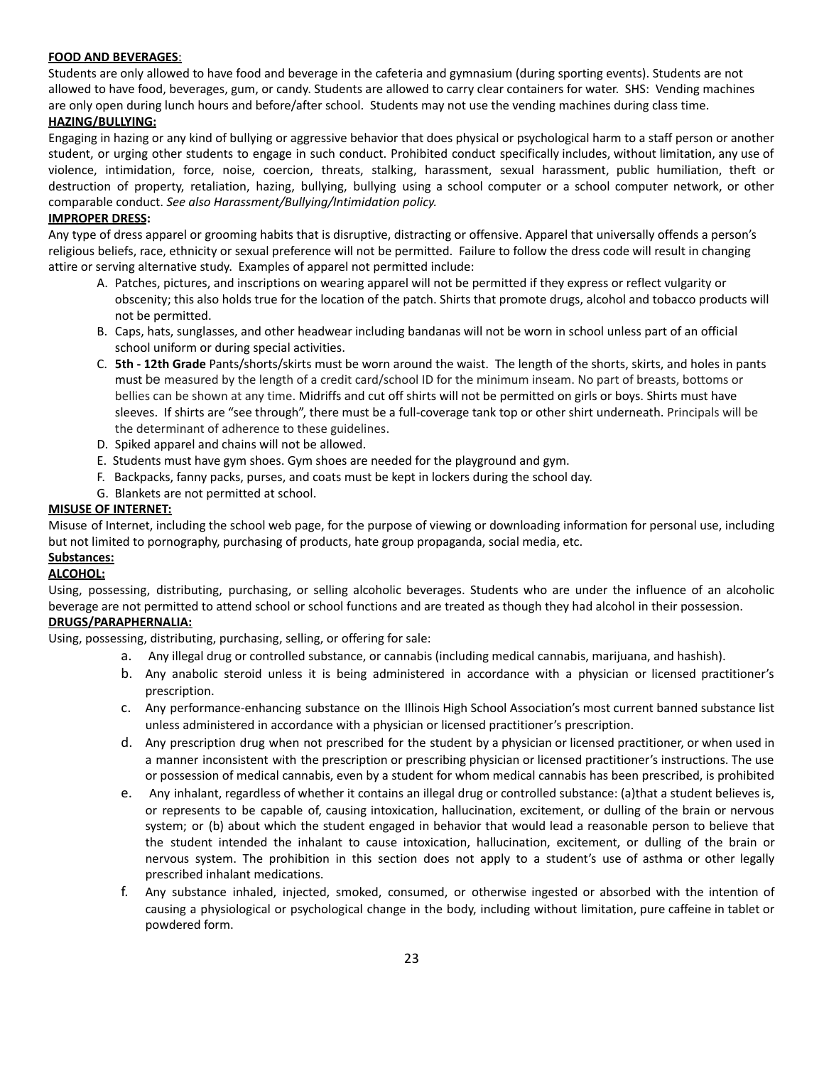**FOOD AND BEVERAGES**:

Students are only allowed to have food and beverage in the cafeteria and gymnasium (during sporting events). Students are not allowed to have food, beverages, gum, or candy. Students are allowed to carry clear containers for water. SHS: Vending machines are only open during lunch hours and before/after school. Students may not use the vending machines during class time.

**HAZING/BULLYING:**

Engaging in hazing or any kind of bullying or aggressive behavior that does physical or psychological harm to a staff person or another student, or urging other students to engage in such conduct. Prohibited conduct specifically includes, without limitation, any use of violence, intimidation, force, noise, coercion, threats, stalking, harassment, sexual harassment, public humiliation, theft or destruction of property, retaliation, hazing, bullying, bullying using a school computer or a school computer network, or other comparable conduct. *See also Harassment/Bullying/Intimidation policy.*

**IMPROPER DRESS:**

Any type of dress apparel or grooming habits that is disruptive, distracting or offensive. Apparel that universally offends a person's religious beliefs, race, ethnicity or sexual preference will not be permitted. Failure to follow the dress code will result in changing attire or serving alternative study. Examples of apparel not permitted include:

A. Patches, pictures, and inscriptions on wearing apparel will not be permitted if they express or reflect vulgarity or obscenity; this also holds true for the location of the patch. Shirts that promote drugs, alcohol and tobacco products will not be permitted.
B. Caps, hats, sunglasses, and other headwear including bandanas will not be worn in school unless part of an official school uniform or during special activities.
C. **5th - 12th Grade** Pants/shorts/skirts must be worn around the waist. The length of the shorts, skirts, and holes in pants must be measured by the length of a credit card/school ID for the minimum inseam. No part of breasts, bottoms or bellies can be shown at any time. Midriffs and cut off shirts will not be permitted on girls or boys. Shirts must have sleeves. If shirts are "see through", there must be a full-coverage tank top or other shirt underneath. Principals will be the determinant of adherence to these guidelines.
D. Spiked apparel and chains will not be allowed.
E. Students must have gym shoes. Gym shoes are needed for the playground and gym.
F. Backpacks, fanny packs, purses, and coats must be kept in lockers during the school day.
G. Blankets are not permitted at school.

**MISUSE OF INTERNET:**

Misuse of Internet, including the school web page, for the purpose of viewing or downloading information for personal use, including but not limited to pornography, purchasing of products, hate group propaganda, social media, etc.

**Substances:**

**ALCOHOL:**

Using, possessing, distributing, purchasing, or selling alcoholic beverages. Students who are under the influence of an alcoholic beverage are not permitted to attend school or school functions and are treated as though they had alcohol in their possession.

**DRUGS/PARAPHERNALIA:**

Using, possessing, distributing, purchasing, selling, or offering for sale:

a. Any illegal drug or controlled substance, or cannabis (including medical cannabis, marijuana, and hashish).
b. Any anabolic steroid unless it is being administered in accordance with a physician or licensed practitioner's prescription.
c. Any performance-enhancing substance on the Illinois High School Association's most current banned substance list unless administered in accordance with a physician or licensed practitioner's prescription.
d. Any prescription drug when not prescribed for the student by a physician or licensed practitioner, or when used in a manner inconsistent with the prescription or prescribing physician or licensed practitioner's instructions. The use or possession of medical cannabis, even by a student for whom medical cannabis has been prescribed, is prohibited
e. Any inhalant, regardless of whether it contains an illegal drug or controlled substance: (a)that a student believes is, or represents to be capable of, causing intoxication, hallucination, excitement, or dulling of the brain or nervous system; or (b) about which the student engaged in behavior that would lead a reasonable person to believe that the student intended the inhalant to cause intoxication, hallucination, excitement, or dulling of the brain or nervous system. The prohibition in this section does not apply to a student's use of asthma or other legally prescribed inhalant medications.
f. Any substance inhaled, injected, smoked, consumed, or otherwise ingested or absorbed with the intention of causing a physiological or psychological change in the body, including without limitation, pure caffeine in tablet or powdered form.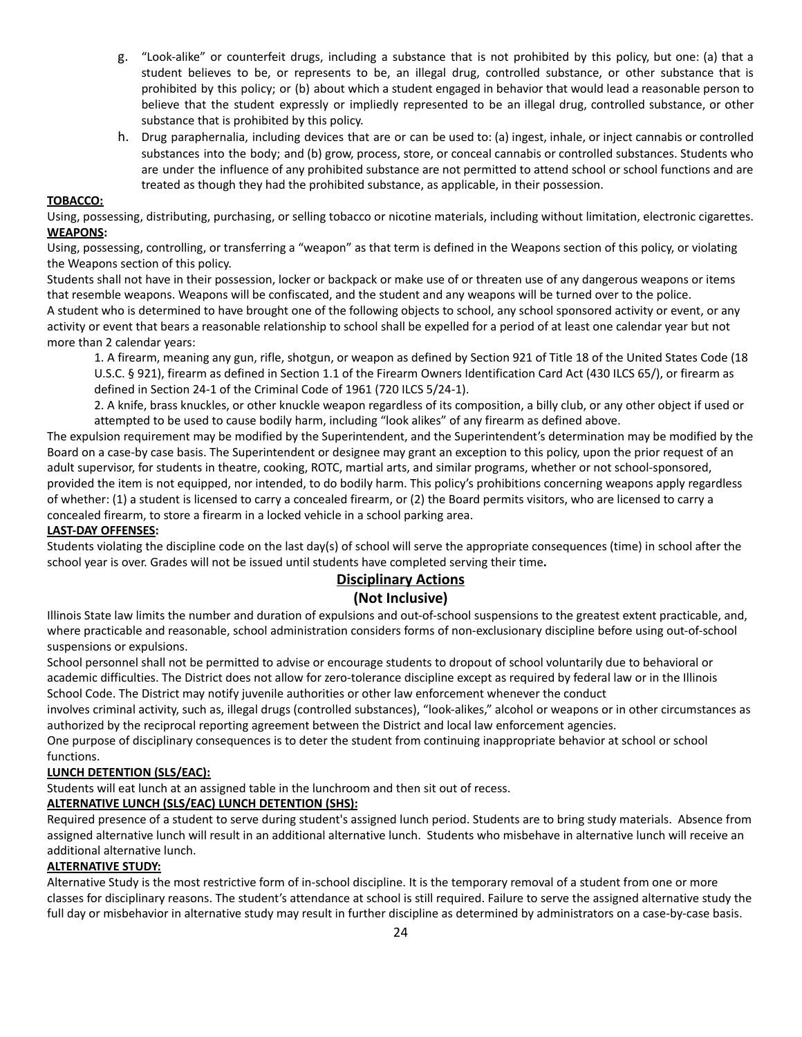g. "Look-alike" or counterfeit drugs, including a substance that is not prohibited by this policy, but one: (a) that a student believes to be, or represents to be, an illegal drug, controlled substance, or other substance that is prohibited by this policy; or (b) about which a student engaged in behavior that would lead a reasonable person to believe that the student expressly or impliedly represented to be an illegal drug, controlled substance, or other substance that is prohibited by this policy.

h. Drug paraphernalia, including devices that are or can be used to: (a) ingest, inhale, or inject cannabis or controlled substances into the body; and (b) grow, process, store, or conceal cannabis or controlled substances. Students who are under the influence of any prohibited substance are not permitted to attend school or school functions and are treated as though they had the prohibited substance, as applicable, in their possession.

**TOBACCO:**

Using, possessing, distributing, purchasing, or selling tobacco or nicotine materials, including without limitation, electronic cigarettes.

**WEAPONS:**

Using, possessing, controlling, or transferring a "weapon" as that term is defined in the Weapons section of this policy, or violating the Weapons section of this policy.

Students shall not have in their possession, locker or backpack or make use of or threaten use of any dangerous weapons or items that resemble weapons. Weapons will be confiscated, and the student and any weapons will be turned over to the police.

A student who is determined to have brought one of the following objects to school, any school sponsored activity or event, or any activity or event that bears a reasonable relationship to school shall be expelled for a period of at least one calendar year but not more than 2 calendar years:

1. A firearm, meaning any gun, rifle, shotgun, or weapon as defined by Section 921 of Title 18 of the United States Code (18 U.S.C. § 921), firearm as defined in Section 1.1 of the Firearm Owners Identification Card Act (430 ILCS 65/), or firearm as defined in Section 24-1 of the Criminal Code of 1961 (720 ILCS 5/24-1).
2. A knife, brass knuckles, or other knuckle weapon regardless of its composition, a billy club, or any other object if used or attempted to be used to cause bodily harm, including "look alikes" of any firearm as defined above.

The expulsion requirement may be modified by the Superintendent, and the Superintendent's determination may be modified by the Board on a case-by case basis. The Superintendent or designee may grant an exception to this policy, upon the prior request of an adult supervisor, for students in theatre, cooking, ROTC, martial arts, and similar programs, whether or not school-sponsored, provided the item is not equipped, nor intended, to do bodily harm. This policy's prohibitions concerning weapons apply regardless of whether: (1) a student is licensed to carry a concealed firearm, or (2) the Board permits visitors, who are licensed to carry a concealed firearm, to store a firearm in a locked vehicle in a school parking area.

**LAST-DAY OFFENSES:**

Students violating the discipline code on the last day(s) of school will serve the appropriate consequences (time) in school after the school year is over. Grades will not be issued until students have completed serving their time**.**

## Disciplinary Actions
## (Not Inclusive)

Illinois State law limits the number and duration of expulsions and out-of-school suspensions to the greatest extent practicable, and, where practicable and reasonable, school administration considers forms of non-exclusionary discipline before using out-of-school suspensions or expulsions.

School personnel shall not be permitted to advise or encourage students to dropout of school voluntarily due to behavioral or academic difficulties. The District does not allow for zero-tolerance discipline except as required by federal law or in the Illinois School Code. The District may notify juvenile authorities or other law enforcement whenever the conduct involves criminal activity, such as, illegal drugs (controlled substances), "look-alikes," alcohol or weapons or in other circumstances as authorized by the reciprocal reporting agreement between the District and local law enforcement agencies.

One purpose of disciplinary consequences is to deter the student from continuing inappropriate behavior at school or school functions.

**LUNCH DETENTION (SLS/EAC):**

Students will eat lunch at an assigned table in the lunchroom and then sit out of recess.

**ALTERNATIVE LUNCH (SLS/EAC) LUNCH DETENTION (SHS):**

Required presence of a student to serve during student's assigned lunch period. Students are to bring study materials. Absence from assigned alternative lunch will result in an additional alternative lunch. Students who misbehave in alternative lunch will receive an additional alternative lunch.

**ALTERNATIVE STUDY:**

Alternative Study is the most restrictive form of in-school discipline. It is the temporary removal of a student from one or more classes for disciplinary reasons. The student's attendance at school is still required. Failure to serve the assigned alternative study the full day or misbehavior in alternative study may result in further discipline as determined by administrators on a case-by-case basis.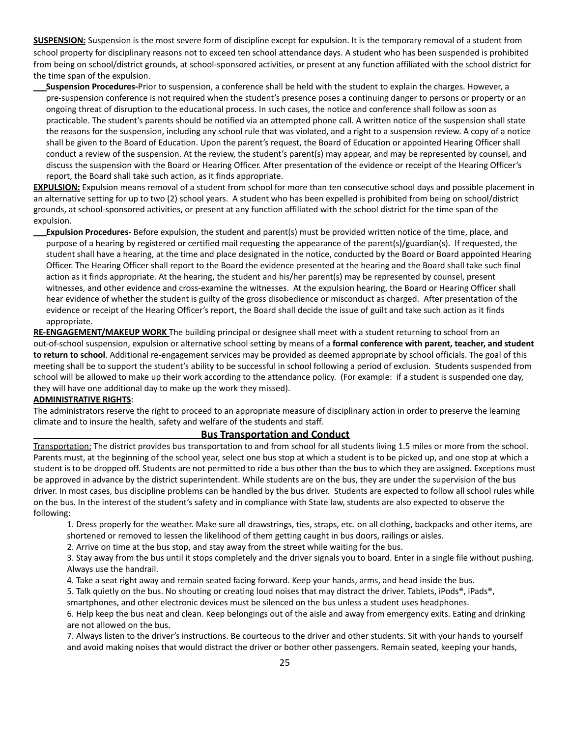**<u>SUSPENSION:</u>** Suspension is the most severe form of discipline except for expulsion. It is the temporary removal of a student from school property for disciplinary reasons not to exceed ten school attendance days. A student who has been suspended is prohibited from being on school/district grounds, at school-sponsored activities, or present at any function affiliated with the school district for the time span of the expulsion.

**Suspension Procedures-**Prior to suspension, a conference shall be held with the student to explain the charges. However, a pre-suspension conference is not required when the student's presence poses a continuing danger to persons or property or an ongoing threat of disruption to the educational process. In such cases, the notice and conference shall follow as soon as practicable. The student's parents should be notified via an attempted phone call. A written notice of the suspension shall state the reasons for the suspension, including any school rule that was violated, and a right to a suspension review. A copy of a notice shall be given to the Board of Education. Upon the parent's request, the Board of Education or appointed Hearing Officer shall conduct a review of the suspension. At the review, the student's parent(s) may appear, and may be represented by counsel, and discuss the suspension with the Board or Hearing Officer. After presentation of the evidence or receipt of the Hearing Officer's report, the Board shall take such action, as it finds appropriate.

**<u>EXPULSION:</u>** Expulsion means removal of a student from school for more than ten consecutive school days and possible placement in an alternative setting for up to two (2) school years. A student who has been expelled is prohibited from being on school/district grounds, at school-sponsored activities, or present at any function affiliated with the school district for the time span of the expulsion.

**Expulsion Procedures-** Before expulsion, the student and parent(s) must be provided written notice of the time, place, and purpose of a hearing by registered or certified mail requesting the appearance of the parent(s)/guardian(s). If requested, the student shall have a hearing, at the time and place designated in the notice, conducted by the Board or Board appointed Hearing Officer. The Hearing Officer shall report to the Board the evidence presented at the hearing and the Board shall take such final action as it finds appropriate. At the hearing, the student and his/her parent(s) may be represented by counsel, present witnesses, and other evidence and cross-examine the witnesses. At the expulsion hearing, the Board or Hearing Officer shall hear evidence of whether the student is guilty of the gross disobedience or misconduct as charged. After presentation of the evidence or receipt of the Hearing Officer's report, the Board shall decide the issue of guilt and take such action as it finds appropriate.

**<u>RE-ENGAGEMENT/MAKEUP WORK</u>** The building principal or designee shall meet with a student returning to school from an out-of-school suspension, expulsion or alternative school setting by means of a **formal conference with parent, teacher, and student to return to school**. Additional re-engagement services may be provided as deemed appropriate by school officials. The goal of this meeting shall be to support the student's ability to be successful in school following a period of exclusion. Students suspended from school will be allowed to make up their work according to the attendance policy. (For example: if a student is suspended one day, they will have one additional day to make up the work they missed).

**<u>ADMINISTRATIVE RIGHTS</u>**:

The administrators reserve the right to proceed to an appropriate measure of disciplinary action in order to preserve the learning climate and to insure the health, safety and welfare of the students and staff.

## Bus Transportation and Conduct

<u>Transportation:</u> The district provides bus transportation to and from school for all students living 1.5 miles or more from the school. Parents must, at the beginning of the school year, select one bus stop at which a student is to be picked up, and one stop at which a student is to be dropped off. Students are not permitted to ride a bus other than the bus to which they are assigned. Exceptions must be approved in advance by the district superintendent. While students are on the bus, they are under the supervision of the bus driver. In most cases, bus discipline problems can be handled by the bus driver. Students are expected to follow all school rules while on the bus. In the interest of the student's safety and in compliance with State law, students are also expected to observe the following:

1. Dress properly for the weather. Make sure all drawstrings, ties, straps, etc. on all clothing, backpacks and other items, are shortened or removed to lessen the likelihood of them getting caught in bus doors, railings or aisles.
2. Arrive on time at the bus stop, and stay away from the street while waiting for the bus.
3. Stay away from the bus until it stops completely and the driver signals you to board. Enter in a single file without pushing. Always use the handrail.
4. Take a seat right away and remain seated facing forward. Keep your hands, arms, and head inside the bus.
5. Talk quietly on the bus. No shouting or creating loud noises that may distract the driver. Tablets, iPods®, iPads®, smartphones, and other electronic devices must be silenced on the bus unless a student uses headphones.
6. Help keep the bus neat and clean. Keep belongings out of the aisle and away from emergency exits. Eating and drinking are not allowed on the bus.
7. Always listen to the driver's instructions. Be courteous to the driver and other students. Sit with your hands to yourself and avoid making noises that would distract the driver or bother other passengers. Remain seated, keeping your hands,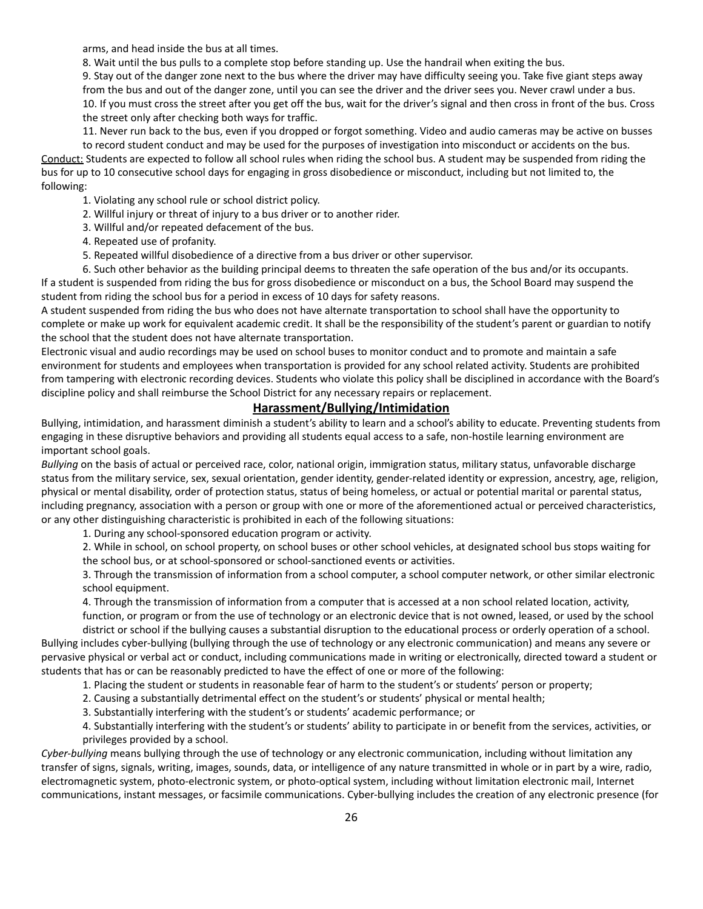arms, and head inside the bus at all times.

8. Wait until the bus pulls to a complete stop before standing up. Use the handrail when exiting the bus.

9. Stay out of the danger zone next to the bus where the driver may have difficulty seeing you. Take five giant steps away from the bus and out of the danger zone, until you can see the driver and the driver sees you. Never crawl under a bus.

10. If you must cross the street after you get off the bus, wait for the driver's signal and then cross in front of the bus. Cross the street only after checking both ways for traffic.

11. Never run back to the bus, even if you dropped or forgot something. Video and audio cameras may be active on busses to record student conduct and may be used for the purposes of investigation into misconduct or accidents on the bus.

<u>Conduct:</u> Students are expected to follow all school rules when riding the school bus. A student may be suspended from riding the bus for up to 10 consecutive school days for engaging in gross disobedience or misconduct, including but not limited to, the following:

1. Violating any school rule or school district policy.
2. Willful injury or threat of injury to a bus driver or to another rider.
3. Willful and/or repeated defacement of the bus.
4. Repeated use of profanity.
5. Repeated willful disobedience of a directive from a bus driver or other supervisor.
6. Such other behavior as the building principal deems to threaten the safe operation of the bus and/or its occupants.

If a student is suspended from riding the bus for gross disobedience or misconduct on a bus, the School Board may suspend the student from riding the school bus for a period in excess of 10 days for safety reasons.

A student suspended from riding the bus who does not have alternate transportation to school shall have the opportunity to complete or make up work for equivalent academic credit. It shall be the responsibility of the student's parent or guardian to notify the school that the student does not have alternate transportation.

Electronic visual and audio recordings may be used on school buses to monitor conduct and to promote and maintain a safe environment for students and employees when transportation is provided for any school related activity. Students are prohibited from tampering with electronic recording devices. Students who violate this policy shall be disciplined in accordance with the Board's discipline policy and shall reimburse the School District for any necessary repairs or replacement.

## Harassment/Bullying/Intimidation

Bullying, intimidation, and harassment diminish a student's ability to learn and a school's ability to educate. Preventing students from engaging in these disruptive behaviors and providing all students equal access to a safe, non-hostile learning environment are important school goals.

*Bullying* on the basis of actual or perceived race, color, national origin, immigration status, military status, unfavorable discharge status from the military service, sex, sexual orientation, gender identity, gender-related identity or expression, ancestry, age, religion, physical or mental disability, order of protection status, status of being homeless, or actual or potential marital or parental status, including pregnancy, association with a person or group with one or more of the aforementioned actual or perceived characteristics, or any other distinguishing characteristic is prohibited in each of the following situations:

1. During any school-sponsored education program or activity.
2. While in school, on school property, on school buses or other school vehicles, at designated school bus stops waiting for the school bus, or at school-sponsored or school-sanctioned events or activities.
3. Through the transmission of information from a school computer, a school computer network, or other similar electronic school equipment.
4. Through the transmission of information from a computer that is accessed at a non school related location, activity, function, or program or from the use of technology or an electronic device that is not owned, leased, or used by the school district or school if the bullying causes a substantial disruption to the educational process or orderly operation of a school.

Bullying includes cyber-bullying (bullying through the use of technology or any electronic communication) and means any severe or pervasive physical or verbal act or conduct, including communications made in writing or electronically, directed toward a student or students that has or can be reasonably predicted to have the effect of one or more of the following:

1. Placing the student or students in reasonable fear of harm to the student's or students' person or property;
2. Causing a substantially detrimental effect on the student's or students' physical or mental health;
3. Substantially interfering with the student's or students' academic performance; or
4. Substantially interfering with the student's or students' ability to participate in or benefit from the services, activities, or privileges provided by a school.

*Cyber-bullying* means bullying through the use of technology or any electronic communication, including without limitation any transfer of signs, signals, writing, images, sounds, data, or intelligence of any nature transmitted in whole or in part by a wire, radio, electromagnetic system, photo-electronic system, or photo-optical system, including without limitation electronic mail, Internet communications, instant messages, or facsimile communications. Cyber-bullying includes the creation of any electronic presence (for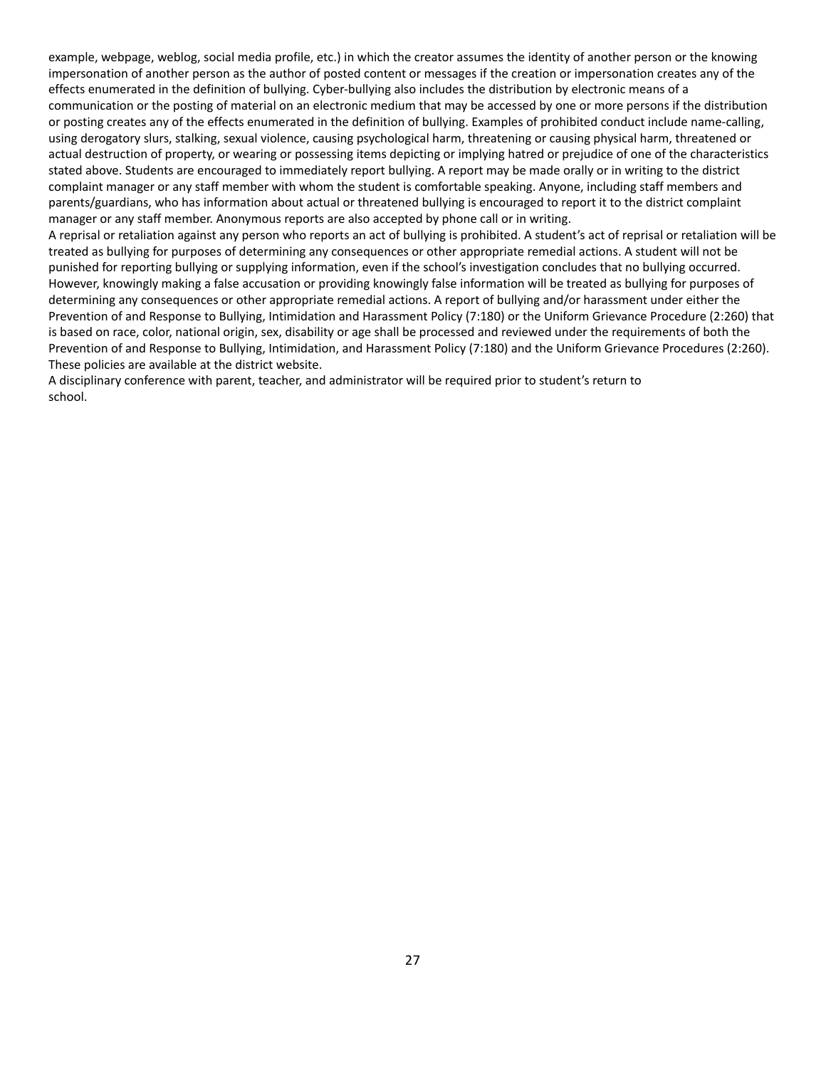example, webpage, weblog, social media profile, etc.) in which the creator assumes the identity of another person or the knowing impersonation of another person as the author of posted content or messages if the creation or impersonation creates any of the effects enumerated in the definition of bullying. Cyber-bullying also includes the distribution by electronic means of a communication or the posting of material on an electronic medium that may be accessed by one or more persons if the distribution or posting creates any of the effects enumerated in the definition of bullying. Examples of prohibited conduct include name-calling, using derogatory slurs, stalking, sexual violence, causing psychological harm, threatening or causing physical harm, threatened or actual destruction of property, or wearing or possessing items depicting or implying hatred or prejudice of one of the characteristics stated above. Students are encouraged to immediately report bullying. A report may be made orally or in writing to the district complaint manager or any staff member with whom the student is comfortable speaking. Anyone, including staff members and parents/guardians, who has information about actual or threatened bullying is encouraged to report it to the district complaint manager or any staff member. Anonymous reports are also accepted by phone call or in writing.

A reprisal or retaliation against any person who reports an act of bullying is prohibited. A student's act of reprisal or retaliation will be treated as bullying for purposes of determining any consequences or other appropriate remedial actions. A student will not be punished for reporting bullying or supplying information, even if the school's investigation concludes that no bullying occurred. However, knowingly making a false accusation or providing knowingly false information will be treated as bullying for purposes of determining any consequences or other appropriate remedial actions. A report of bullying and/or harassment under either the Prevention of and Response to Bullying, Intimidation and Harassment Policy (7:180) or the Uniform Grievance Procedure (2:260) that is based on race, color, national origin, sex, disability or age shall be processed and reviewed under the requirements of both the Prevention of and Response to Bullying, Intimidation, and Harassment Policy (7:180) and the Uniform Grievance Procedures (2:260). These policies are available at the district website.

A disciplinary conference with parent, teacher, and administrator will be required prior to student's return to school.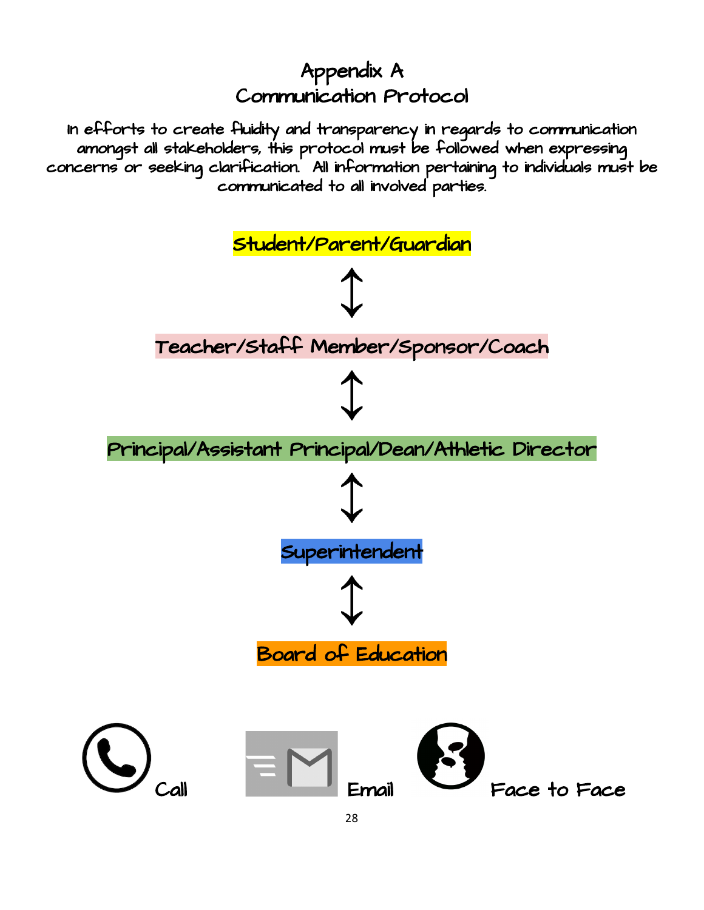# Appendix A
## Communication Protocol

In efforts to create fluidity and transparency in regards to communication amongst all stakeholders, this protocol must be followed when expressing concerns or seeking clarification. All information pertaining to individuals must be communicated to all involved parties.

Student/Parent/Guardian

↕

Teacher/Staff Member/Sponsor/Coach

↕

Principal/Assistant Principal/Dean/Athletic Director

↕

Superintendent

↕

Board of Education

Call    Email    Face to Face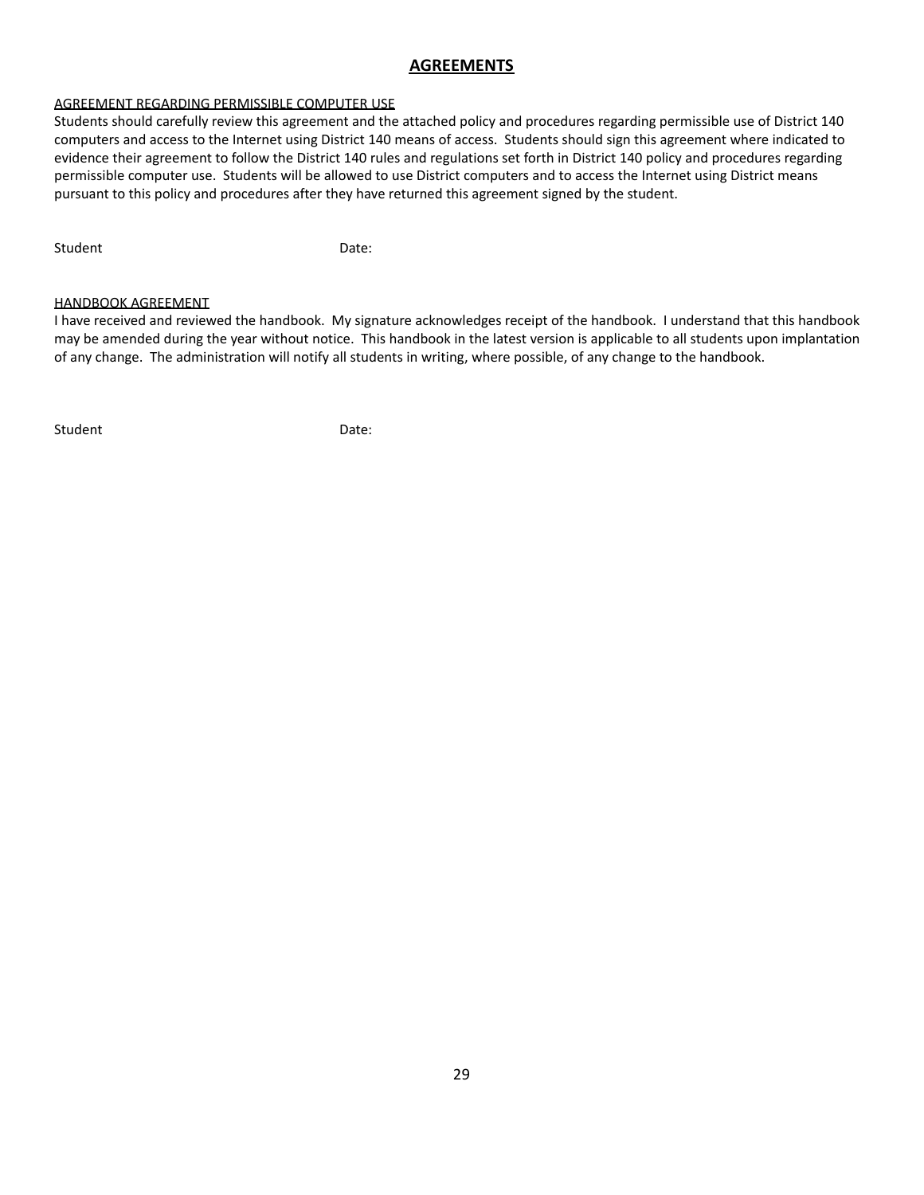# **AGREEMENTS**

AGREEMENT REGARDING PERMISSIBLE COMPUTER USE

Students should carefully review this agreement and the attached policy and procedures regarding permissible use of District 140 computers and access to the Internet using District 140 means of access. Students should sign this agreement where indicated to evidence their agreement to follow the District 140 rules and regulations set forth in District 140 policy and procedures regarding permissible computer use. Students will be allowed to use District computers and to access the Internet using District means pursuant to this policy and procedures after they have returned this agreement signed by the student.

Student Date:

HANDBOOK AGREEMENT

I have received and reviewed the handbook. My signature acknowledges receipt of the handbook. I understand that this handbook may be amended during the year without notice. This handbook in the latest version is applicable to all students upon implantation of any change. The administration will notify all students in writing, where possible, of any change to the handbook.

Student Date: